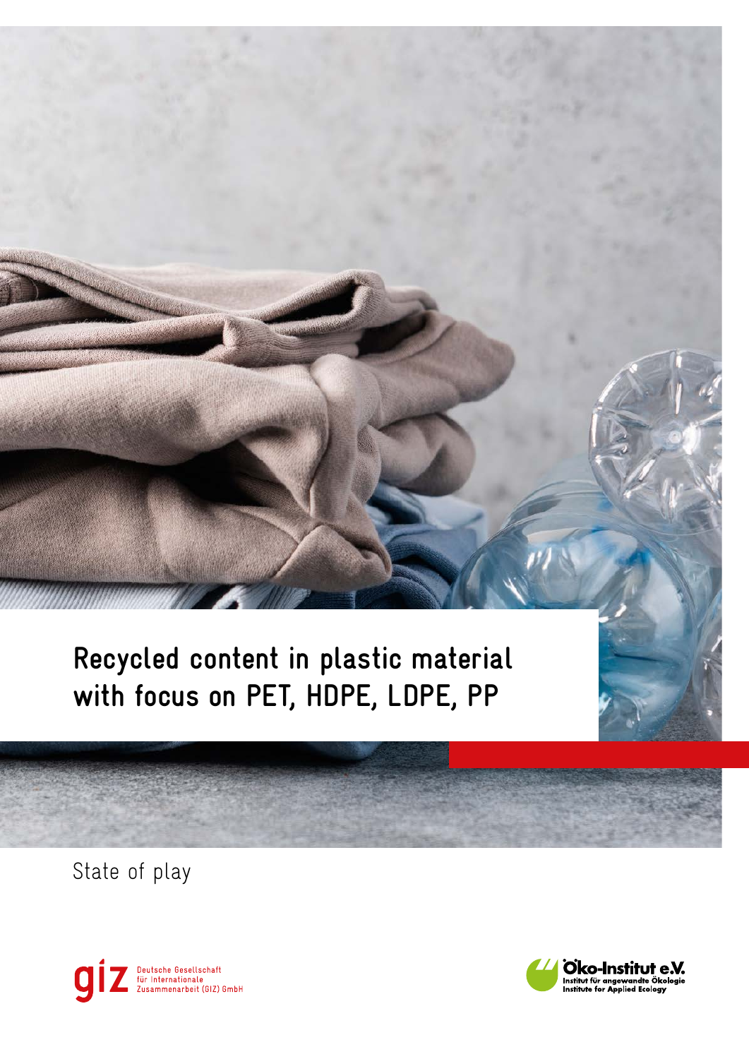# Recycled content in plastic material with focus on PET, HDPE, LDPE, PP

State of play

Deutsche Gesellschaft für Internationale Zusammenarbeit (GIZ) GmbH

Öko-Institut e.V.
Institut für angewandte Ökologie
Institute for Applied Ecology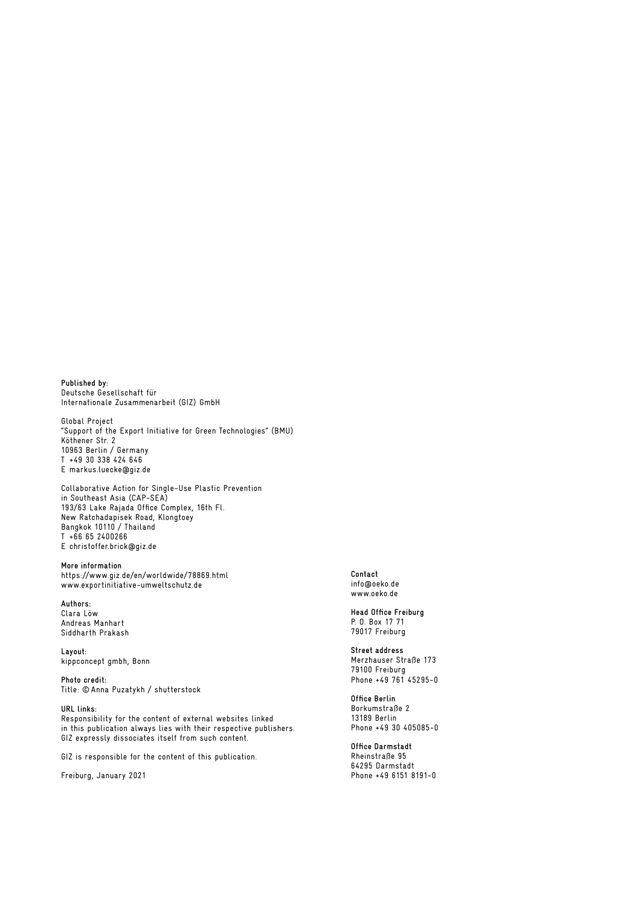**Published by:**
Deutsche Gesellschaft für
Internationale Zusammenarbeit (GIZ) GmbH

Global Project
"Support of the Export Initiative for Green Technologies" (BMU)
Köthener Str. 2
10963 Berlin / Germany
T +49 30 338 424 646
E markus.luecke@giz.de

Collaborative Action for Single-Use Plastic Prevention
in Southeast Asia (CAP-SEA)
193/63 Lake Rajada Office Complex, 16th Fl.
New Ratchadapisek Road, Klongtoey
Bangkok 10110 / Thailand
T +66 65 2400266
E christoffer.brick@giz.de

**More information**
https://www.giz.de/en/worldwide/78869.html
www.exportinitiative-umweltschutz.de

**Authors:**
Clara Löw
Andreas Manhart
Siddharth Prakash

**Layout:**
kippconcept gmbh, Bonn

**Photo credit:**
Title: © Anna Puzatykh / shutterstock

**URL links:**
Responsibility for the content of external websites linked in this publication always lies with their respective publishers. GIZ expressly dissociates itself from such content.

GIZ is responsible for the content of this publication.

Freiburg, January 2021

**Contact**
info@oeko.de
www.oeko.de

**Head Office Freiburg**
P. O. Box 17 71
79017 Freiburg

**Street address**
Merzhauser Straße 173
79100 Freiburg
Phone +49 761 45295-0

**Office Berlin**
Borkumstraße 2
13189 Berlin
Phone +49 30 405085-0

**Office Darmstadt**
Rheinstraße 95
64295 Darmstadt
Phone +49 6151 8191-0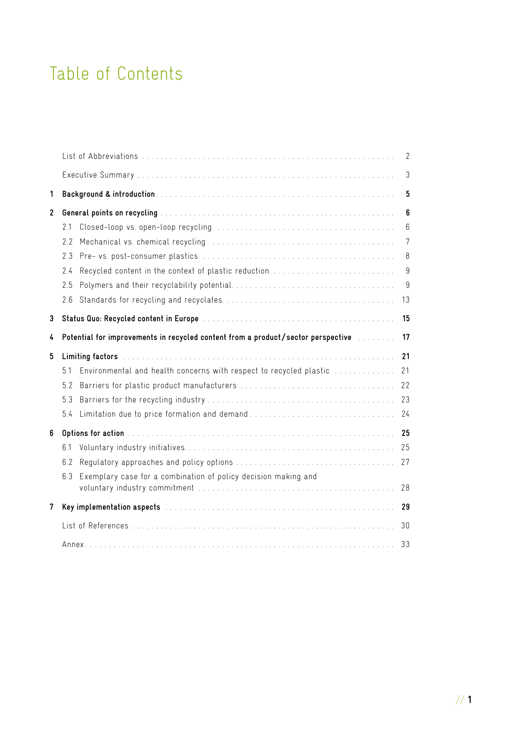# Table of Contents

| | | |
|---|---|---|
| | List of Abbreviations | 2 |
| | Executive Summary | 3 |
| **1** | **Background & introduction** | **5** |
| **2** | **General points on recycling** | **6** |
| | 2.1 Closed-loop vs. open-loop recycling | 6 |
| | 2.2 Mechanical vs. chemical recycling | 7 |
| | 2.3 Pre- vs. post-consumer plastics | 8 |
| | 2.4 Recycled content in the context of plastic reduction | 9 |
| | 2.5 Polymers and their recyclability potential | 9 |
| | 2.6 Standards for recycling and recyclates | 13 |
| **3** | **Status Quo: Recycled content in Europe** | **15** |
| **4** | **Potential for improvements in recycled content from a product/sector perspective** | **17** |
| **5** | **Limiting factors** | **21** |
| | 5.1 Environmental and health concerns with respect to recycled plastic | 21 |
| | 5.2 Barriers for plastic product manufacturers | 22 |
| | 5.3 Barriers for the recycling industry | 23 |
| | 5.4 Limitation due to price formation and demand | 24 |
| **6** | **Options for action** | **25** |
| | 6.1 Voluntary industry initiatives | 25 |
| | 6.2 Regulatory approaches and policy options | 27 |
| | 6.3 Exemplary case for a combination of policy decision making and voluntary industry commitment | 28 |
| **7** | **Key implementation aspects** | **29** |
| | List of References | 30 |
| | Annex | 33 |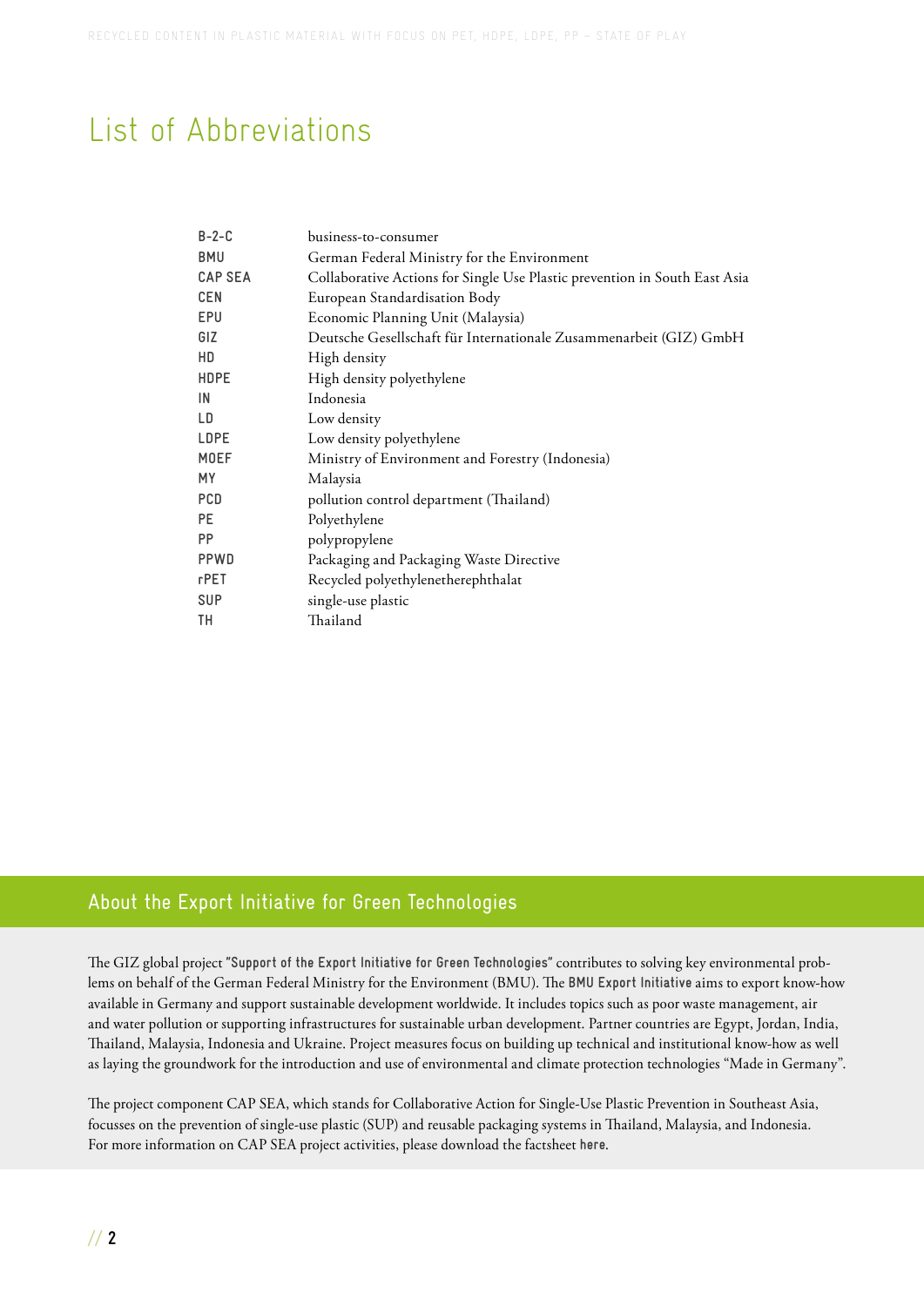# List of Abbreviations

| | |
|---|---|
| B-2-C | business-to-consumer |
| BMU | German Federal Ministry for the Environment |
| CAP SEA | Collaborative Actions for Single Use Plastic prevention in South East Asia |
| CEN | European Standardisation Body |
| EPU | Economic Planning Unit (Malaysia) |
| GIZ | Deutsche Gesellschaft für Internationale Zusammenarbeit (GIZ) GmbH |
| HD | High density |
| HDPE | High density polyethylene |
| IN | Indonesia |
| LD | Low density |
| LDPE | Low density polyethylene |
| MOEF | Ministry of Environment and Forestry (Indonesia) |
| MY | Malaysia |
| PCD | pollution control department (Thailand) |
| PE | Polyethylene |
| PP | polypropylene |
| PPWD | Packaging and Packaging Waste Directive |
| rPET | Recycled polyethylenetherephthalat |
| SUP | single-use plastic |
| TH | Thailand |

## About the Export Initiative for Green Technologies

The GIZ global project **"Support of the Export Initiative for Green Technologies"** contributes to solving key environmental problems on behalf of the German Federal Ministry for the Environment (BMU). The **BMU Export Initiative** aims to export know-how available in Germany and support sustainable development worldwide. It includes topics such as poor waste management, air and water pollution or supporting infrastructures for sustainable urban development. Partner countries are Egypt, Jordan, India, Thailand, Malaysia, Indonesia and Ukraine. Project measures focus on building up technical and institutional know-how as well as laying the groundwork for the introduction and use of environmental and climate protection technologies "Made in Germany".

The project component CAP SEA, which stands for Collaborative Action for Single-Use Plastic Prevention in Southeast Asia, focusses on the prevention of single-use plastic (SUP) and reusable packaging systems in Thailand, Malaysia, and Indonesia. For more information on CAP SEA project activities, please download the factsheet **here**.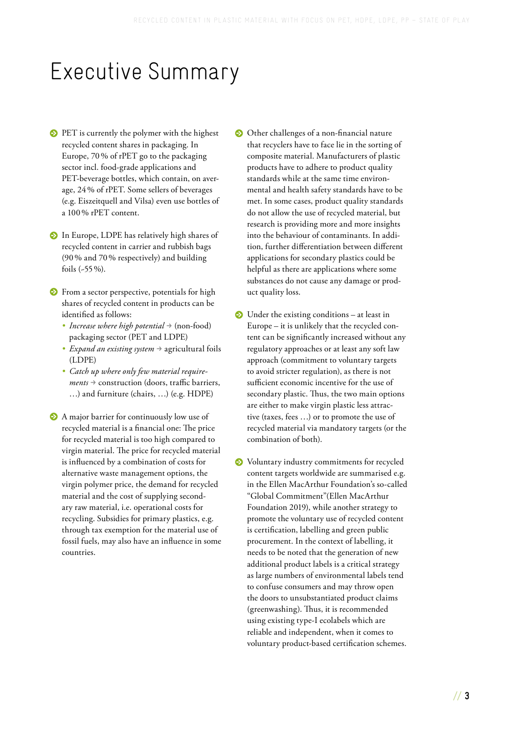# Executive Summary

- PET is currently the polymer with the highest recycled content shares in packaging. In Europe, 70 % of rPET go to the packaging sector incl. food-grade applications and PET-beverage bottles, which contain, on average, 24 % of rPET. Some sellers of beverages (e.g. Eiszeitquell and Vilsa) even use bottles of a 100 % rPET content.

- In Europe, LDPE has relatively high shares of recycled content in carrier and rubbish bags (90 % and 70 % respectively) and building foils (~55 %).

- From a sector perspective, potentials for high shares of recycled content in products can be identified as follows:
  - *Increase where high potential* → (non-food) packaging sector (PET and LDPE)
  - *Expand an existing system* → agricultural foils (LDPE)
  - *Catch up where only few material requirements* → construction (doors, traffic barriers, …) and furniture (chairs, …) (e.g. HDPE)

- A major barrier for continuously low use of recycled material is a financial one: The price for recycled material is too high compared to virgin material. The price for recycled material is influenced by a combination of costs for alternative waste management options, the virgin polymer price, the demand for recycled material and the cost of supplying secondary raw material, i.e. operational costs for recycling. Subsidies for primary plastics, e.g. through tax exemption for the material use of fossil fuels, may also have an influence in some countries.

- Other challenges of a non-financial nature that recyclers have to face lie in the sorting of composite material. Manufacturers of plastic products have to adhere to product quality standards while at the same time environmental and health safety standards have to be met. In some cases, product quality standards do not allow the use of recycled material, but research is providing more and more insights into the behaviour of contaminants. In addition, further differentiation between different applications for secondary plastics could be helpful as there are applications where some substances do not cause any damage or product quality loss.

- Under the existing conditions – at least in Europe – it is unlikely that the recycled content can be significantly increased without any regulatory approaches or at least any soft law approach (commitment to voluntary targets to avoid stricter regulation), as there is not sufficient economic incentive for the use of secondary plastic. Thus, the two main options are either to make virgin plastic less attractive (taxes, fees …) or to promote the use of recycled material via mandatory targets (or the combination of both).

- Voluntary industry commitments for recycled content targets worldwide are summarised e.g. in the Ellen MacArthur Foundation's so-called "Global Commitment"(Ellen MacArthur Foundation 2019), while another strategy to promote the voluntary use of recycled content is certification, labelling and green public procurement. In the context of labelling, it needs to be noted that the generation of new additional product labels is a critical strategy as large numbers of environmental labels tend to confuse consumers and may throw open the doors to unsubstantiated product claims (greenwashing). Thus, it is recommended using existing type-I ecolabels which are reliable and independent, when it comes to voluntary product-based certification schemes.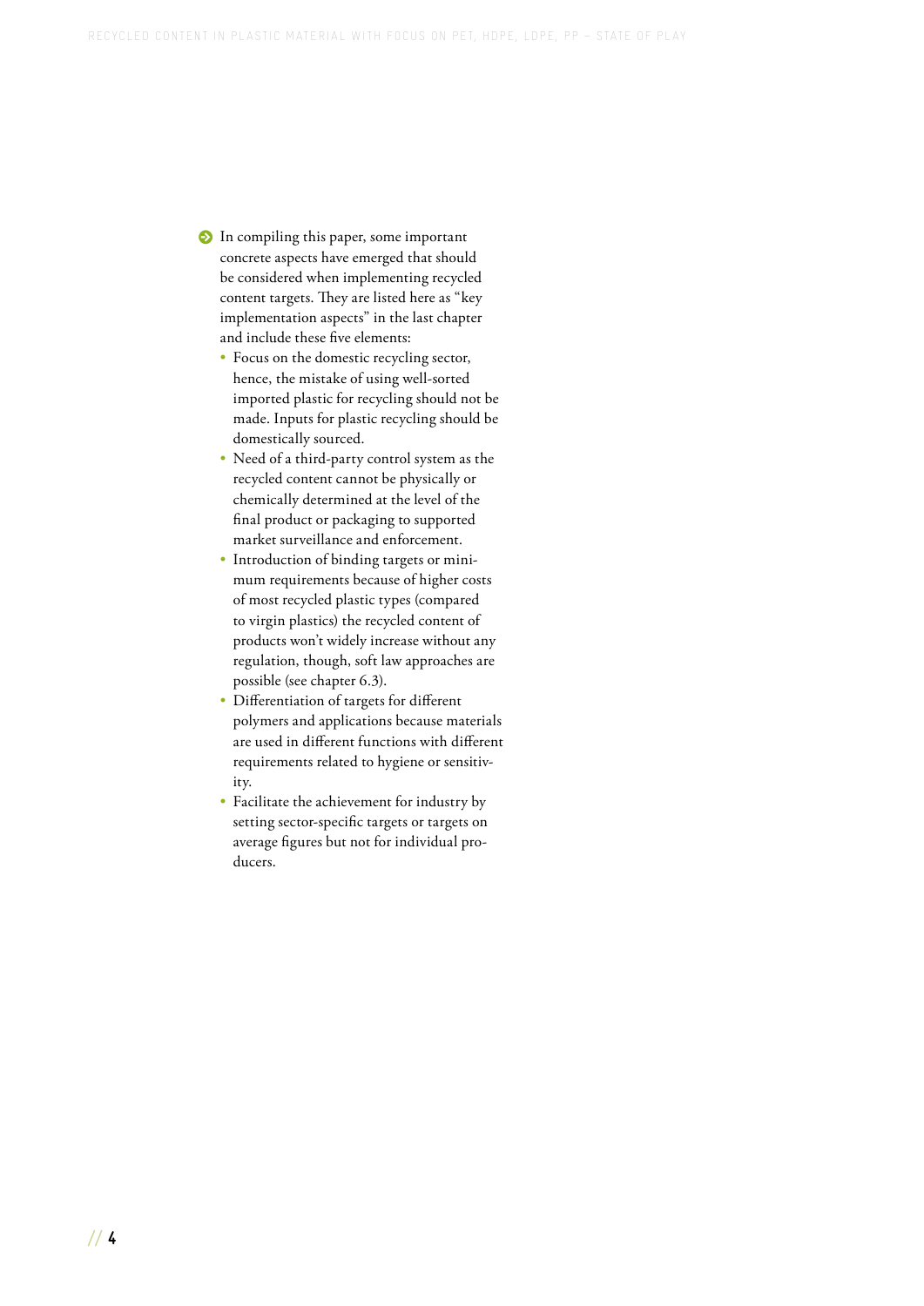- In compiling this paper, some important concrete aspects have emerged that should be considered when implementing recycled content targets. They are listed here as "key implementation aspects" in the last chapter and include these five elements:
  - Focus on the domestic recycling sector, hence, the mistake of using well-sorted imported plastic for recycling should not be made. Inputs for plastic recycling should be domestically sourced.
  - Need of a third-party control system as the recycled content cannot be physically or chemically determined at the level of the final product or packaging to supported market surveillance and enforcement.
  - Introduction of binding targets or minimum requirements because of higher costs of most recycled plastic types (compared to virgin plastics) the recycled content of products won't widely increase without any regulation, though, soft law approaches are possible (see chapter 6.3).
  - Differentiation of targets for different polymers and applications because materials are used in different functions with different requirements related to hygiene or sensitivity.
  - Facilitate the achievement for industry by setting sector-specific targets or targets on average figures but not for individual producers.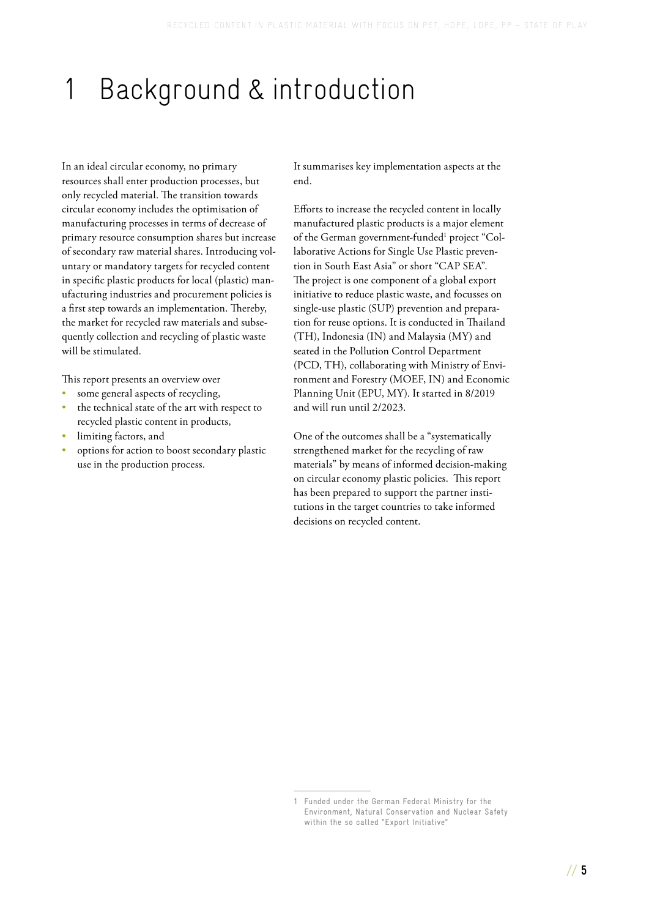# 1 Background & introduction

In an ideal circular economy, no primary resources shall enter production processes, but only recycled material. The transition towards circular economy includes the optimisation of manufacturing processes in terms of decrease of primary resource consumption shares but increase of secondary raw material shares. Introducing voluntary or mandatory targets for recycled content in specific plastic products for local (plastic) manufacturing industries and procurement policies is a first step towards an implementation. Thereby, the market for recycled raw materials and subsequently collection and recycling of plastic waste will be stimulated.

This report presents an overview over

- some general aspects of recycling,
- the technical state of the art with respect to recycled plastic content in products,
- limiting factors, and
- options for action to boost secondary plastic use in the production process.

It summarises key implementation aspects at the end.

Efforts to increase the recycled content in locally manufactured plastic products is a major element of the German government-funded[1] project "Collaborative Actions for Single Use Plastic prevention in South East Asia" or short "CAP SEA". The project is one component of a global export initiative to reduce plastic waste, and focusses on single-use plastic (SUP) prevention and preparation for reuse options. It is conducted in Thailand (TH), Indonesia (IN) and Malaysia (MY) and seated in the Pollution Control Department (PCD, TH), collaborating with Ministry of Environment and Forestry (MOEF, IN) and Economic Planning Unit (EPU, MY). It started in 8/2019 and will run until 2/2023.

One of the outcomes shall be a "systematically strengthened market for the recycling of raw materials" by means of informed decision-making on circular economy plastic policies. This report has been prepared to support the partner institutions in the target countries to take informed decisions on recycled content.

---

1 Funded under the German Federal Ministry for the Environment, Natural Conservation and Nuclear Safety within the so called "Export Initiative"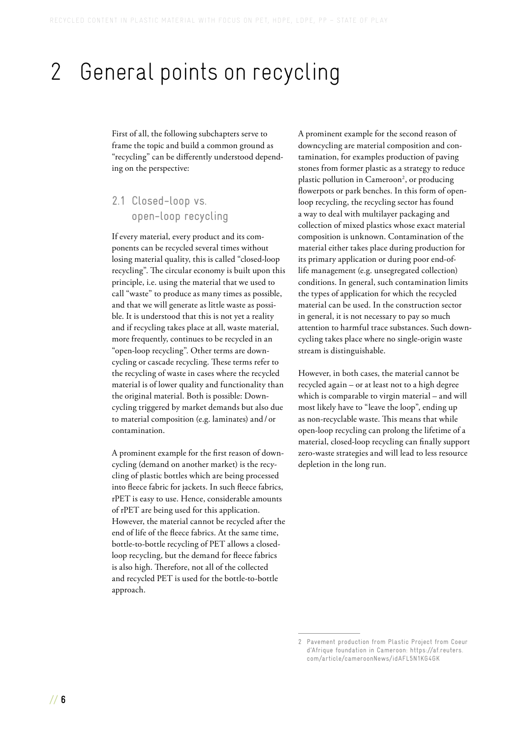# 2 General points on recycling

First of all, the following subchapters serve to frame the topic and build a common ground as "recycling" can be differently understood depending on the perspective:

## 2.1 Closed-loop vs. open-loop recycling

If every material, every product and its components can be recycled several times without losing material quality, this is called "closed-loop recycling". The circular economy is built upon this principle, i.e. using the material that we used to call "waste" to produce as many times as possible, and that we will generate as little waste as possible. It is understood that this is not yet a reality and if recycling takes place at all, waste material, more frequently, continues to be recycled in an "open-loop recycling". Other terms are downcycling or cascade recycling. These terms refer to the recycling of waste in cases where the recycled material is of lower quality and functionality than the original material. Both is possible: Downcycling triggered by market demands but also due to material composition (e.g. laminates) and / or contamination.

A prominent example for the first reason of downcycling (demand on another market) is the recycling of plastic bottles which are being processed into fleece fabric for jackets. In such fleece fabrics, rPET is easy to use. Hence, considerable amounts of rPET are being used for this application. However, the material cannot be recycled after the end of life of the fleece fabrics. At the same time, bottle-to-bottle recycling of PET allows a closed-loop recycling, but the demand for fleece fabrics is also high. Therefore, not all of the collected and recycled PET is used for the bottle-to-bottle approach.

A prominent example for the second reason of downcycling are material composition and contamination, for examples production of paving stones from former plastic as a strategy to reduce plastic pollution in Cameroon[2], or producing flowerpots or park benches. In this form of open-loop recycling, the recycling sector has found a way to deal with multilayer packaging and collection of mixed plastics whose exact material composition is unknown. Contamination of the material either takes place during production for its primary application or during poor end-of-life management (e.g. unsegregated collection) conditions. In general, such contamination limits the types of application for which the recycled material can be used. In the construction sector in general, it is not necessary to pay so much attention to harmful trace substances. Such downcycling takes place where no single-origin waste stream is distinguishable.

However, in both cases, the material cannot be recycled again – or at least not to a high degree which is comparable to virgin material – and will most likely have to "leave the loop", ending up as non-recyclable waste. This means that while open-loop recycling can prolong the lifetime of a material, closed-loop recycling can finally support zero-waste strategies and will lead to less resource depletion in the long run.

2 Pavement production from Plastic Project from Coeur d'Afrique foundation in Cameroon: https://af.reuters.com/article/cameroonNews/idAFL5N1KG4GK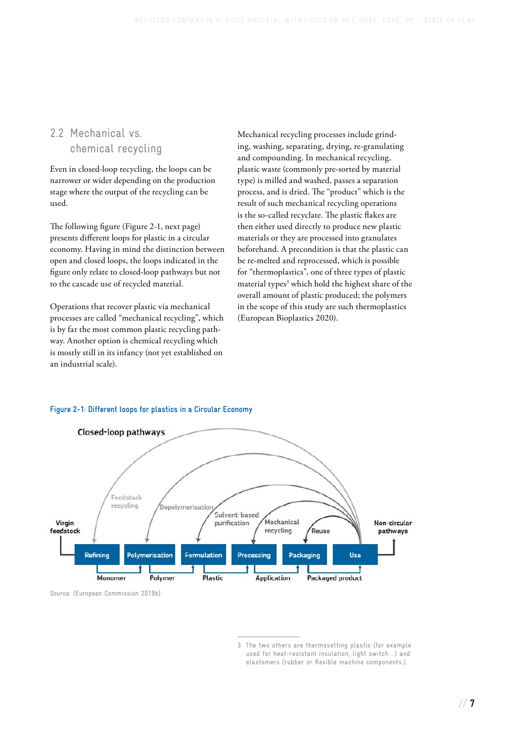## 2.2 Mechanical vs. chemical recycling

Even in closed-loop recycling, the loops can be narrower or wider depending on the production stage where the output of the recycling can be used.

The following figure (Figure 2-1, next page) presents different loops for plastic in a circular economy. Having in mind the distinction between open and closed loops, the loops indicated in the figure only relate to closed-loop pathways but not to the cascade use of recycled material.

Operations that recover plastic via mechanical processes are called "mechanical recycling", which is by far the most common plastic recycling pathway. Another option is chemical recycling which is mostly still in its infancy (not yet established on an industrial scale).

Mechanical recycling processes include grinding, washing, separating, drying, re-granulating and compounding. In mechanical recycling, plastic waste (commonly pre-sorted by material type) is milled and washed, passes a separation process, and is dried. The "product" which is the result of such mechanical recycling operations is the so-called recyclate. The plastic flakes are then either used directly to produce new plastic materials or they are processed into granulates beforehand. A precondition is that the plastic can be re-melted and reprocessed, which is possible for "thermoplastics", one of three types of plastic material types[3] which hold the highest share of the overall amount of plastic produced; the polymers in the scope of this study are such thermoplastics (European Bioplastics 2020).

Figure 2-1: Different loops for plastics in a Circular Economy

Closed-loop pathways

Feedstock recycling | Depolymerisation | Solvent-based purification | Mechanical recycling | Reuse

Virgin feedstock → Refining → Polymerisation → Formulation → Processing → Packaging → Use → Non-circular pathways

Monomer | Polymer | Plastic | Application | Packaged product

Source: (European Commission 2019b)

3 The two others are thermosetting plastic (for example used for heat-resistant insulation, light switch …) and elastomers (rubber or flexible machine components.).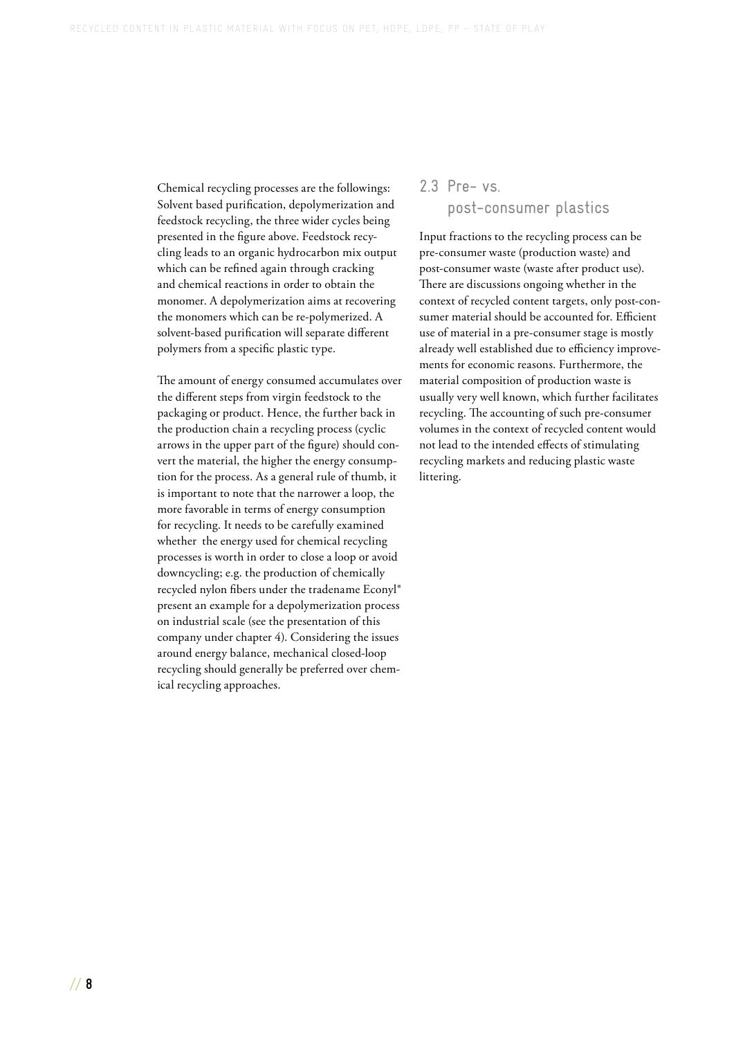Chemical recycling processes are the followings: Solvent based purification, depolymerization and feedstock recycling, the three wider cycles being presented in the figure above. Feedstock recycling leads to an organic hydrocarbon mix output which can be refined again through cracking and chemical reactions in order to obtain the monomer. A depolymerization aims at recovering the monomers which can be re-polymerized. A solvent-based purification will separate different polymers from a specific plastic type.

The amount of energy consumed accumulates over the different steps from virgin feedstock to the packaging or product. Hence, the further back in the production chain a recycling process (cyclic arrows in the upper part of the figure) should convert the material, the higher the energy consumption for the process. As a general rule of thumb, it is important to note that the narrower a loop, the more favorable in terms of energy consumption for recycling. It needs to be carefully examined whether the energy used for chemical recycling processes is worth in order to close a loop or avoid downcycling; e.g. the production of chemically recycled nylon fibers under the tradename Econyl® present an example for a depolymerization process on industrial scale (see the presentation of this company under chapter 4). Considering the issues around energy balance, mechanical closed-loop recycling should generally be preferred over chemical recycling approaches.

## 2.3 Pre- vs. post-consumer plastics

Input fractions to the recycling process can be pre-consumer waste (production waste) and post-consumer waste (waste after product use). There are discussions ongoing whether in the context of recycled content targets, only post-consumer material should be accounted for. Efficient use of material in a pre-consumer stage is mostly already well established due to efficiency improvements for economic reasons. Furthermore, the material composition of production waste is usually very well known, which further facilitates recycling. The accounting of such pre-consumer volumes in the context of recycled content would not lead to the intended effects of stimulating recycling markets and reducing plastic waste littering.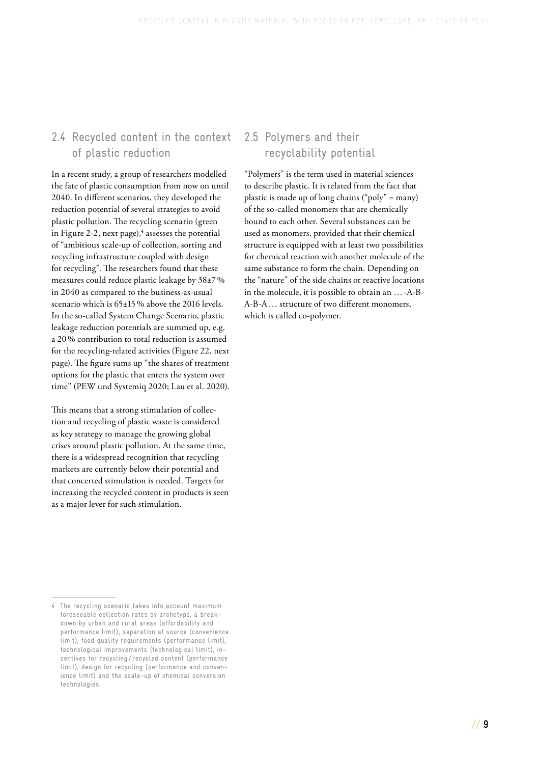## 2.4 Recycled content in the context of plastic reduction

In a recent study, a group of researchers modelled the fate of plastic consumption from now on until 2040. In different scenarios, they developed the reduction potential of several strategies to avoid plastic pollution. The recycling scenario (green in Figure 2-2, next page),[4] assesses the potential of "ambitious scale-up of collection, sorting and recycling infrastructure coupled with design for recycling". The researchers found that these measures could reduce plastic leakage by 38±7 % in 2040 as compared to the business-as-usual scenario which is 65±15 % above the 2016 levels. In the so-called System Change Scenario, plastic leakage reduction potentials are summed up, e.g. a 20 % contribution to total reduction is assumed for the recycling-related activities (Figure 22, next page). The figure sums up "the shares of treatment options for the plastic that enters the system over time" (PEW und Systemiq 2020; Lau et al. 2020).

This means that a strong stimulation of collection and recycling of plastic waste is considered as key strategy to manage the growing global crises around plastic pollution. At the same time, there is a widespread recognition that recycling markets are currently below their potential and that concerted stimulation is needed. Targets for increasing the recycled content in products is seen as a major lever for such stimulation.

## 2.5 Polymers and their recyclability potential

"Polymers" is the term used in material sciences to describe plastic. It is related from the fact that plastic is made up of long chains ("poly" = many) of the so-called monomers that are chemically bound to each other. Several substances can be used as monomers, provided that their chemical structure is equipped with at least two possibilities for chemical reaction with another molecule of the same substance to form the chain. Depending on the "nature" of the side chains or reactive locations in the molecule, it is possible to obtain an … -A-B-A-B-A … structure of two different monomers, which is called co-polymer.

---

4 The recycling scenario takes into account maximum foreseeable collection rates by archetype, a breakdown by urban and rural areas (affordability and performance limit), separation at source (convenience limit), food quality requirements (performance limit), technological improvements (technological limit), incentives for recycling/recycled content (performance limit), design for recycling (performance and convenience limit) and the scale-up of chemical conversion technologies.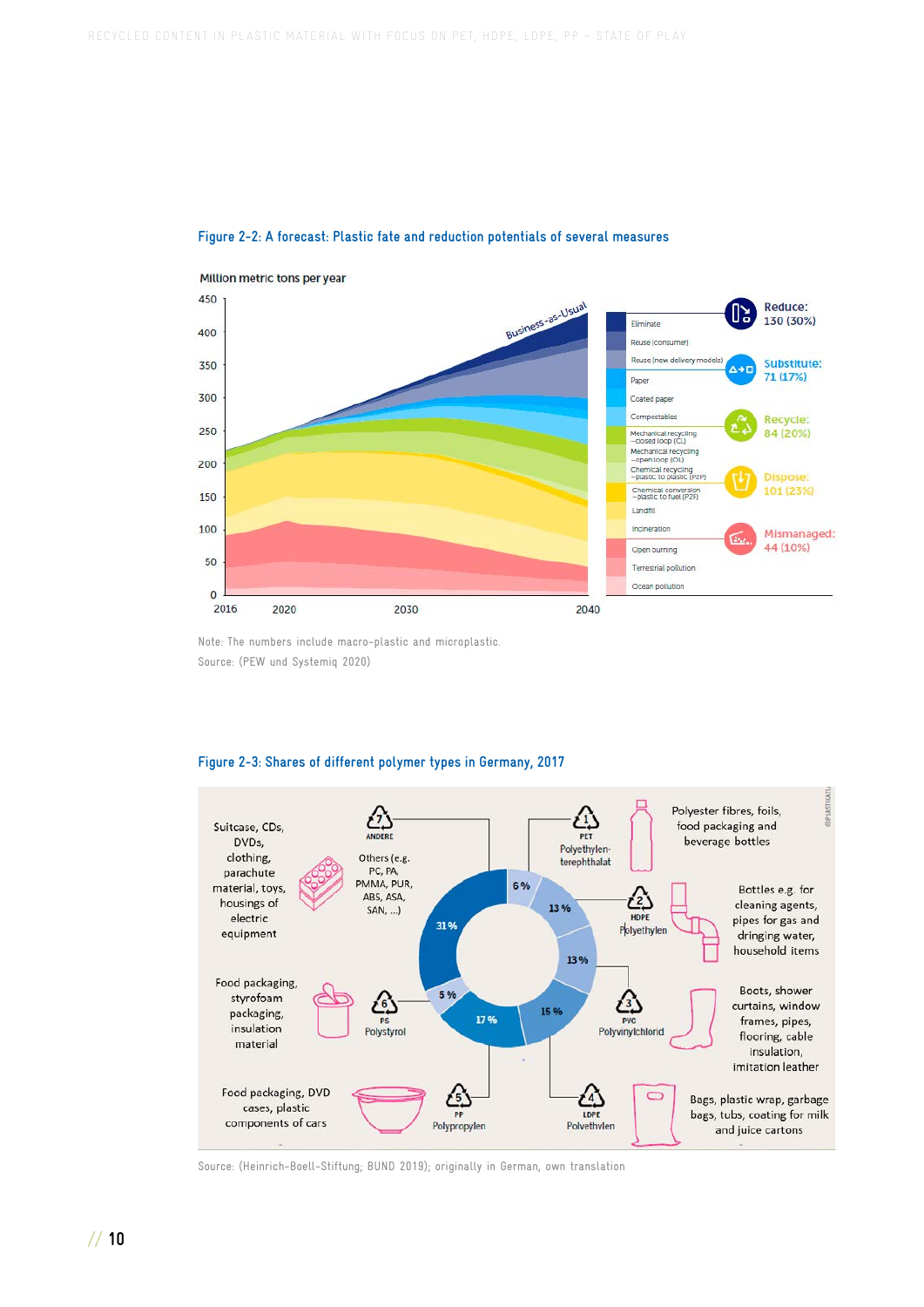Figure 2-2: A forecast: Plastic fate and reduction potentials of several measures

Million metric tons per year

Reduce: 130 (30%) — Eliminate; Reuse (consumer); Reuse (new delivery models)

Substitute: 71 (17%) — Paper; Coated paper; Compostables

Recycle: 84 (20%) — Mechanical recycling – closed loop (CL); Mechanical recycling – open loop (OL); Chemical recycling – plastic to plastic (P2P)

Dispose: 101 (23%) — Chemical conversion – plastic to fuel (P2F); Landfill; Incineration

Mismanaged: 44 (10%) — Open burning; Terrestrial pollution; Ocean pollution

Note: The numbers include macro-plastic and microplastic.

Source: (PEW und Systemiq 2020)

Figure 2-3: Shares of different polymer types in Germany, 2017

| Polymer | Share | Applications |
| --- | --- | --- |
| PET Polyethylen-terephthalat | 6 % | Polyester fibres, foils, food packaging and beverage bottles |
| HDPE Polyethylen | 13 % | Bottles e.g. for cleaning agents, pipes for gas and dringing water, household items |
| PVC Polyvinylchlorid | 13 % | Boots, shower curtains, window frames, pipes, flooring, cable insulation, imitation leather |
| LDPE Polyethylen | 15 % | Bags, plastic wrap, garbage bags, tubs, coating for milk and juice cartons |
| PP Polypropylen | 17 % | Food packaging, DVD cases, plastic components of cars |
| PS Polystyrol | 5 % | Food packaging, styrofoam packaging, insulation material |
| ANDERE Others (e.g. PC, PA, PMMA, PUR, ABS, ASA, SAN, ...) | 31 % | Suitcase, CDs, DVDs, clothing, parachute material, toys, housings of electric equipment |

Source: (Heinrich-Boell-Stiftung; BUND 2019); originally in German, own translation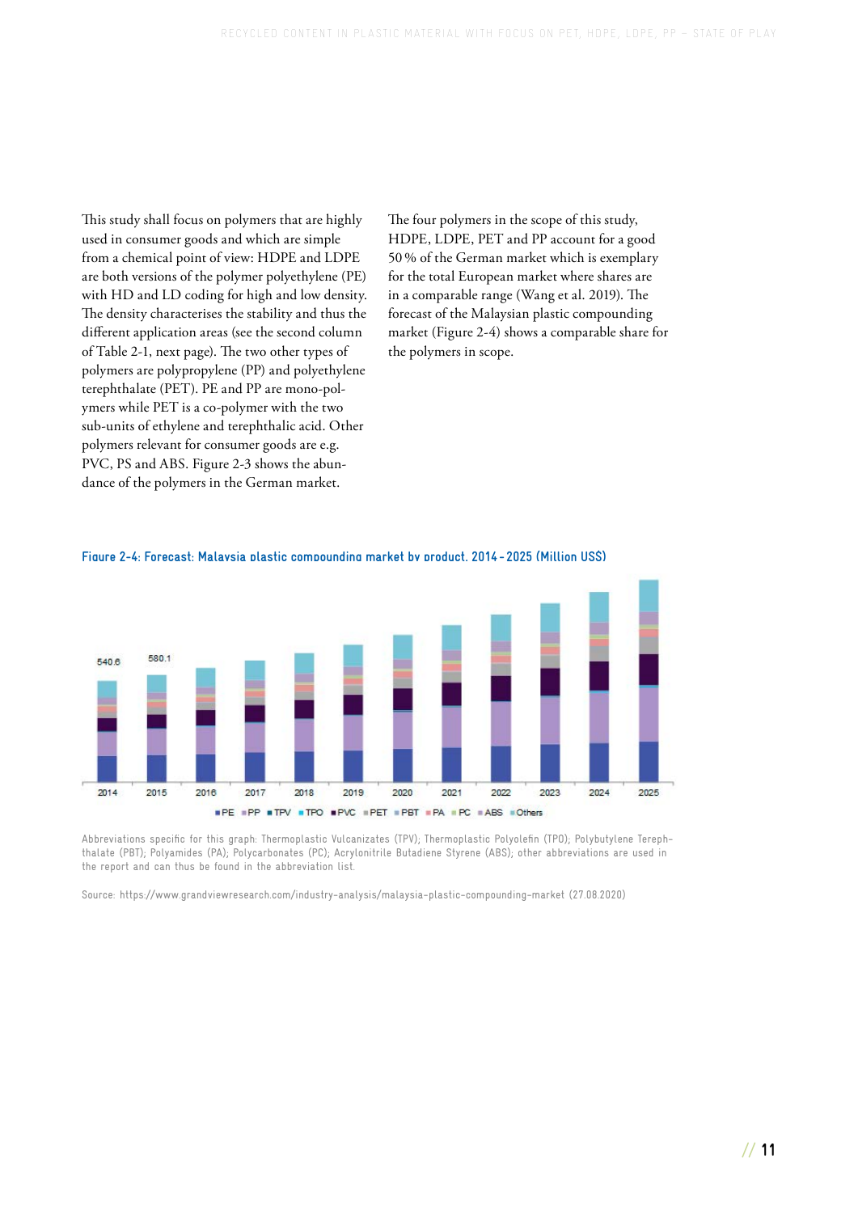This study shall focus on polymers that are highly used in consumer goods and which are simple from a chemical point of view: HDPE and LDPE are both versions of the polymer polyethylene (PE) with HD and LD coding for high and low density. The density characterises the stability and thus the different application areas (see the second column of Table 2-1, next page). The two other types of polymers are polypropylene (PP) and polyethylene terephthalate (PET). PE and PP are mono-polymers while PET is a co-polymer with the two sub-units of ethylene and terephthalic acid. Other polymers relevant for consumer goods are e.g. PVC, PS and ABS. Figure 2-3 shows the abundance of the polymers in the German market.

The four polymers in the scope of this study, HDPE, LDPE, PET and PP account for a good 50 % of the German market which is exemplary for the total European market where shares are in a comparable range (Wang et al. 2019). The forecast of the Malaysian plastic compounding market (Figure 2-4) shows a comparable share for the polymers in scope.

**Figure 2-4: Forecast: Malaysia plastic compounding market by product, 2014 – 2025 (Million US$)**

Abbreviations specific for this graph: Thermoplastic Vulcanizates (TPV); Thermoplastic Polyolefin (TPO); Polybutylene Terephthalate (PBT); Polyamides (PA); Polycarbonates (PC); Acrylonitrile Butadiene Styrene (ABS); other abbreviations are used in the report and can thus be found in the abbreviation list.

Source: https://www.grandviewresearch.com/industry-analysis/malaysia-plastic-compounding-market (27.08.2020)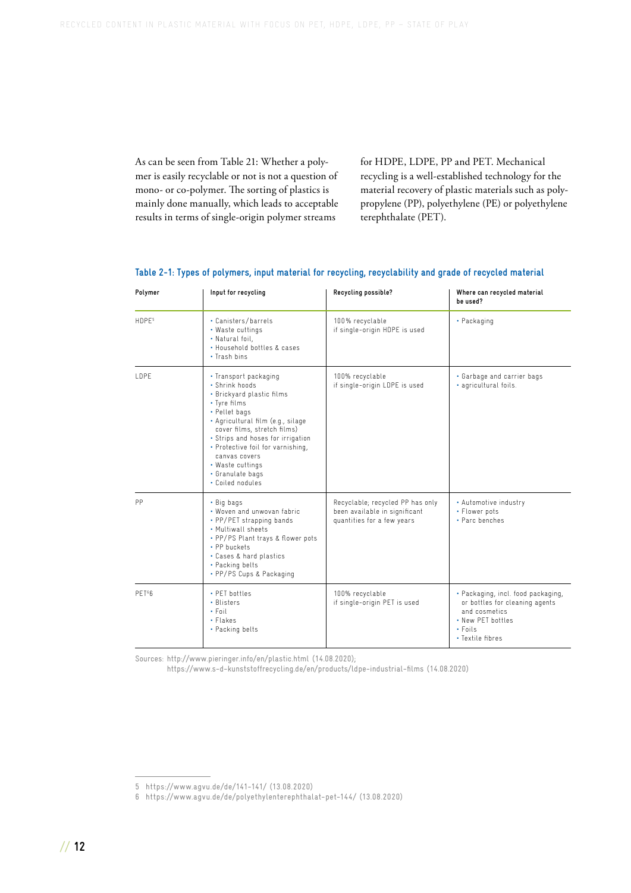As can be seen from Table 21: Whether a polymer is easily recyclable or not is not a question of mono- or co-polymer. The sorting of plastics is mainly done manually, which leads to acceptable results in terms of single-origin polymer streams for HDPE, LDPE, PP and PET. Mechanical recycling is a well-established technology for the material recovery of plastic materials such as polypropylene (PP), polyethylene (PE) or polyethylene terephthalate (PET).

**Table 2-1: Types of polymers, input material for recycling, recyclability and grade of recycled material**

| Polymer | Input for recycling | Recycling possible? | Where can recycled material be used? |
|---|---|---|---|
| HDPE[5] | • Canisters/barrels<br>• Waste cuttings<br>• Natural foil,<br>• Household bottles & cases<br>• Trash bins | 100% recyclable if single-origin HDPE is used | • Packaging |
| LDPE | • Transport packaging<br>• Shrink hoods<br>• Brickyard plastic films<br>• Tyre films<br>• Pellet bags<br>• Agricultural film (e.g., silage cover films, stretch films)<br>• Strips and hoses for irrigation<br>• Protective foil for varnishing, canvas covers<br>• Waste cuttings<br>• Granulate bags<br>• Coiled nodules | 100% recyclable if single-origin LDPE is used | • Garbage and carrier bags<br>• agricultural foils. |
| PP | • Big bags<br>• Woven and unwovan fabric<br>• PP/PET strapping bands<br>• Multiwall sheets<br>• PP/PS Plant trays & flower pots<br>• PP buckets<br>• Cases & hard plastics<br>• Packing belts<br>• PP/PS Cups & Packaging | Recyclable; recycled PP has only been available in significant quantities for a few years | • Automotive industry<br>• Flower pots<br>• Parc benches |
| PET[6]6 | • PET bottles<br>• Blisters<br>• Foil<br>• Flakes<br>• Packing belts | 100% recyclable if single-origin PET is used | • Packaging, incl. food packaging, or bottles for cleaning agents and cosmetics<br>• New PET bottles<br>• Foils<br>• Textile fibres |

Sources: http://www.pieringer.info/en/plastic.html (14.08.2020);
https://www.s-d-kunststoffrecycling.de/en/products/ldpe-industrial-films (14.08.2020)

5 https://www.agvu.de/de/141-141/ (13.08.2020)

6 https://www.agvu.de/de/polyethylenterephthalat-pet-144/ (13.08.2020)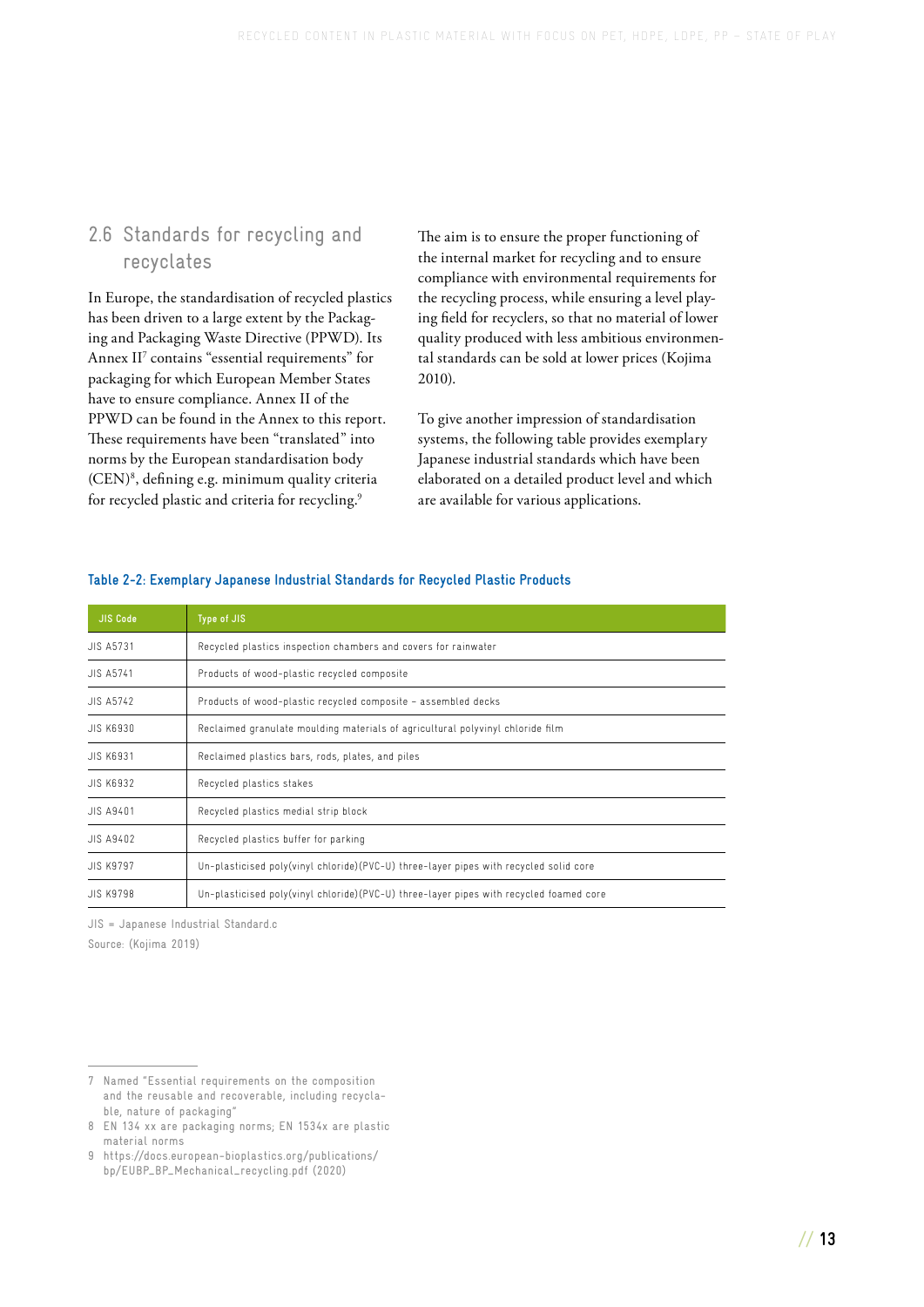## 2.6 Standards for recycling and recyclates

In Europe, the standardisation of recycled plastics has been driven to a large extent by the Packaging and Packaging Waste Directive (PPWD). Its Annex II[7] contains "essential requirements" for packaging for which European Member States have to ensure compliance. Annex II of the PPWD can be found in the Annex to this report. These requirements have been "translated" into norms by the European standardisation body (CEN)[8], defining e.g. minimum quality criteria for recycled plastic and criteria for recycling.[9]

The aim is to ensure the proper functioning of the internal market for recycling and to ensure compliance with environmental requirements for the recycling process, while ensuring a level playing field for recyclers, so that no material of lower quality produced with less ambitious environmental standards can be sold at lower prices (Kojima 2010).

To give another impression of standardisation systems, the following table provides exemplary Japanese industrial standards which have been elaborated on a detailed product level and which are available for various applications.

**Table 2-2: Exemplary Japanese Industrial Standards for Recycled Plastic Products**

| JIS Code | Type of JIS |
|---|---|
| JIS A5731 | Recycled plastics inspection chambers and covers for rainwater |
| JIS A5741 | Products of wood-plastic recycled composite |
| JIS A5742 | Products of wood-plastic recycled composite – assembled decks |
| JIS K6930 | Reclaimed granulate moulding materials of agricultural polyvinyl chloride film |
| JIS K6931 | Reclaimed plastics bars, rods, plates, and piles |
| JIS K6932 | Recycled plastics stakes |
| JIS A9401 | Recycled plastics medial strip block |
| JIS A9402 | Recycled plastics buffer for parking |
| JIS K9797 | Un-plasticised poly(vinyl chloride)(PVC-U) three-layer pipes with recycled solid core |
| JIS K9798 | Un-plasticised poly(vinyl chloride)(PVC-U) three-layer pipes with recycled foamed core |

JIS = Japanese Industrial Standard.c

Source: (Kojima 2019)

---

7 Named "Essential requirements on the composition and the reusable and recoverable, including recyclable, nature of packaging"

8 EN 134 xx are packaging norms; EN 1534x are plastic material norms

9 https://docs.european-bioplastics.org/publications/bp/EUBP_BP_Mechanical_recycling.pdf (2020)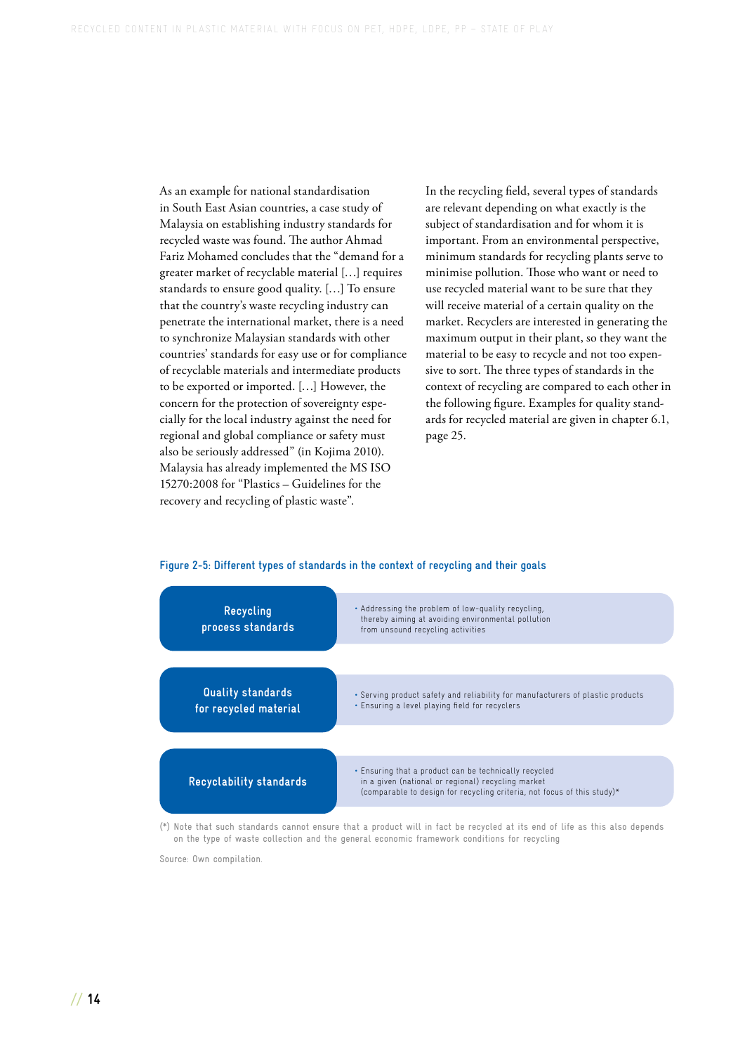As an example for national standardisation in South East Asian countries, a case study of Malaysia on establishing industry standards for recycled waste was found. The author Ahmad Fariz Mohamed concludes that the "demand for a greater market of recyclable material […] requires standards to ensure good quality. […] To ensure that the country's waste recycling industry can penetrate the international market, there is a need to synchronize Malaysian standards with other countries' standards for easy use or for compliance of recyclable materials and intermediate products to be exported or imported. […] However, the concern for the protection of sovereignty especially for the local industry against the need for regional and global compliance or safety must also be seriously addressed" (in Kojima 2010). Malaysia has already implemented the MS ISO 15270:2008 for "Plastics – Guidelines for the recovery and recycling of plastic waste".

In the recycling field, several types of standards are relevant depending on what exactly is the subject of standardisation and for whom it is important. From an environmental perspective, minimum standards for recycling plants serve to minimise pollution. Those who want or need to use recycled material want to be sure that they will receive material of a certain quality on the market. Recyclers are interested in generating the maximum output in their plant, so they want the material to be easy to recycle and not too expensive to sort. The three types of standards in the context of recycling are compared to each other in the following figure. Examples for quality standards for recycled material are given in chapter 6.1, page 25.

**Figure 2-5: Different types of standards in the context of recycling and their goals**

| Type of standard | Goals |
|---|---|
| Recycling process standards | • Addressing the problem of low-quality recycling, thereby aiming at avoiding environmental pollution from unsound recycling activities |
| Quality standards for recycled material | • Serving product safety and reliability for manufacturers of plastic products<br>• Ensuring a level playing field for recyclers |
| Recyclability standards | • Ensuring that a product can be technically recycled in a given (national or regional) recycling market (comparable to design for recycling criteria, not focus of this study)* |

(*) Note that such standards cannot ensure that a product will in fact be recycled at its end of life as this also depends on the type of waste collection and the general economic framework conditions for recycling

Source: Own compilation.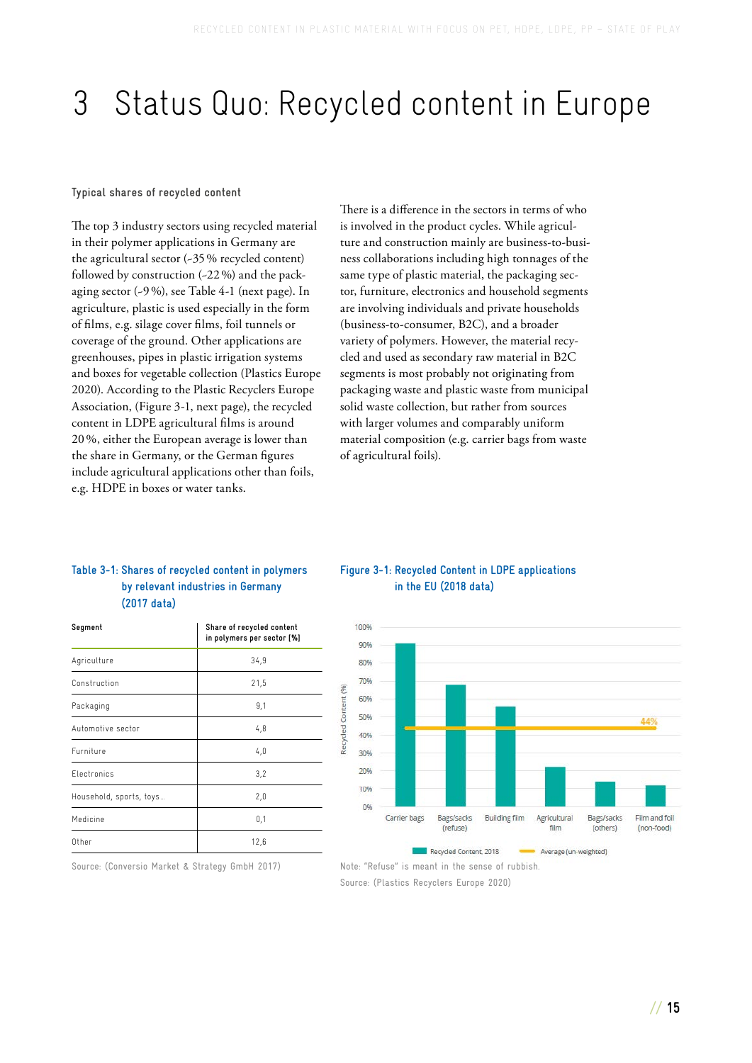// 15

# 3 Status Quo: Recycled content in Europe

#### Typical shares of recycled content

The top 3 industry sectors using recycled material in their polymer applications in Germany are the agricultural sector (~35 % recycled content) followed by construction (~22 %) and the packaging sector (~9 %), see Table 4-1 (next page). In agriculture, plastic is used especially in the form of films, e.g. silage cover films, foil tunnels or coverage of the ground. Other applications are greenhouses, pipes in plastic irrigation systems and boxes for vegetable collection (Plastics Europe 2020). According to the Plastic Recyclers Europe Association, (Figure 3-1, next page), the recycled content in LDPE agricultural films is around 20 %, either the European average is lower than the share in Germany, or the German figures include agricultural applications other than foils, e.g. HDPE in boxes or water tanks.

There is a difference in the sectors in terms of who is involved in the product cycles. While agriculture and construction mainly are business-to-business collaborations including high tonnages of the same type of plastic material, the packaging sector, furniture, electronics and household segments are involving individuals and private households (business-to-consumer, B2C), and a broader variety of polymers. However, the material recycled and used as secondary raw material in B2C segments is most probably not originating from packaging waste and plastic waste from municipal solid waste collection, but rather from sources with larger volumes and comparably uniform material composition (e.g. carrier bags from waste of agricultural foils).

**Table 3-1: Shares of recycled content in polymers by relevant industries in Germany (2017 data)**

| Segment | Share of recycled content in polymers per sector [%] |
|---|---|
| Agriculture | 34,9 |
| Construction | 21,5 |
| Packaging | 9,1 |
| Automotive sector | 4,8 |
| Furniture | 4,0 |
| Electronics | 3,2 |
| Household, sports, toys… | 2,0 |
| Medicine | 0,1 |
| Other | 12,6 |

Source: (Conversio Market & Strategy GmbH 2017)

**Figure 3-1: Recycled Content in LDPE applications in the EU (2018 data)**

Note: "Refuse" is meant in the sense of rubbish.

Source: (Plastics Recyclers Europe 2020)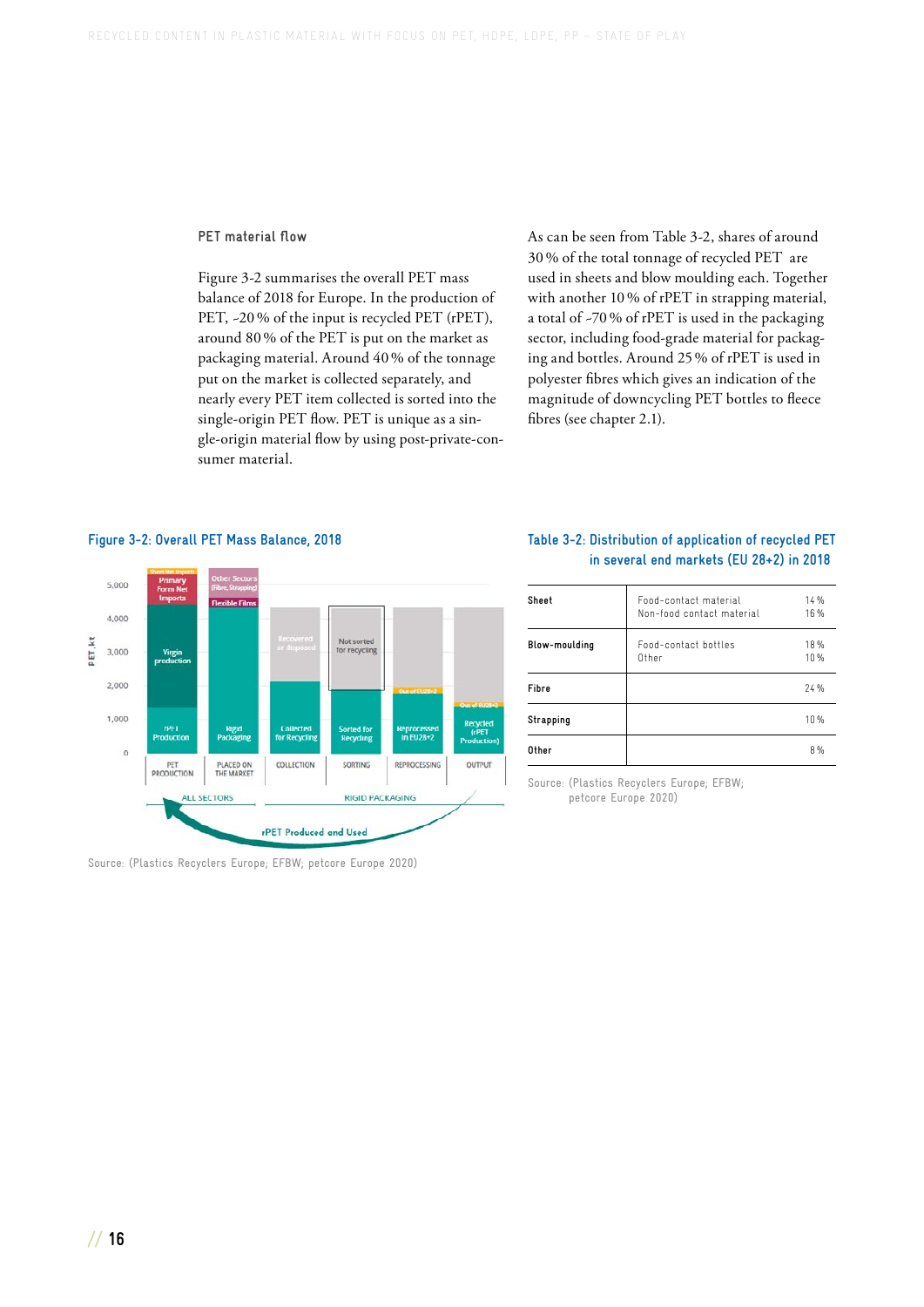## PET material flow

Figure 3-2 summarises the overall PET mass balance of 2018 for Europe. In the production of PET, ~20 % of the input is recycled PET (rPET), around 80 % of the PET is put on the market as packaging material. Around 40 % of the tonnage put on the market is collected separately, and nearly every PET item collected is sorted into the single-origin PET flow. PET is unique as a single-origin material flow by using post-private-consumer material.

As can be seen from Table 3-2, shares of around 30 % of the total tonnage of recycled PET are used in sheets and blow moulding each. Together with another 10 % of rPET in strapping material, a total of ~70 % of rPET is used in the packaging sector, including food-grade material for packaging and bottles. Around 25 % of rPET is used in polyester fibres which gives an indication of the magnitude of downcycling PET bottles to fleece fibres (see chapter 2.1).

**Figure 3-2: Overall PET Mass Balance, 2018**

Source: (Plastics Recyclers Europe; EFBW; petcore Europe 2020)

**Table 3-2: Distribution of application of recycled PET in several end markets (EU 28+2) in 2018**

| | | |
|---|---|---|
| **Sheet** | Food-contact material<br>Non-food contact material | 14 %<br>16 % |
| **Blow-moulding** | Food-contact bottles<br>Other | 18 %<br>10 % |
| **Fibre** | | 24 % |
| **Strapping** | | 10 % |
| **Other** | | 8 % |

Source: (Plastics Recyclers Europe; EFBW; petcore Europe 2020)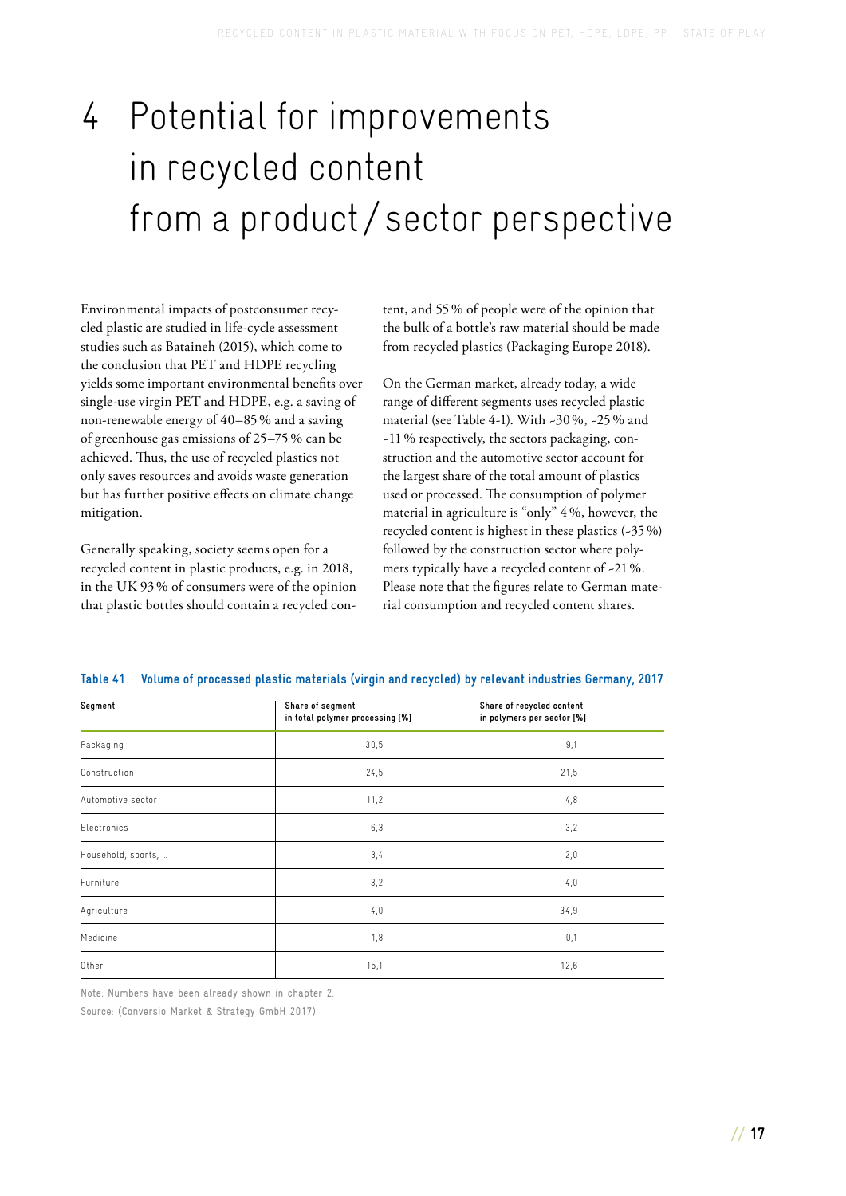# 4 Potential for improvements in recycled content from a product / sector perspective

Environmental impacts of postconsumer recycled plastic are studied in life-cycle assessment studies such as Bataineh (2015), which come to the conclusion that PET and HDPE recycling yields some important environmental benefits over single-use virgin PET and HDPE, e.g. a saving of non-renewable energy of 40–85 % and a saving of greenhouse gas emissions of 25–75 % can be achieved. Thus, the use of recycled plastics not only saves resources and avoids waste generation but has further positive effects on climate change mitigation.

Generally speaking, society seems open for a recycled content in plastic products, e.g. in 2018, in the UK 93 % of consumers were of the opinion that plastic bottles should contain a recycled content, and 55 % of people were of the opinion that the bulk of a bottle's raw material should be made from recycled plastics (Packaging Europe 2018).

On the German market, already today, a wide range of different segments uses recycled plastic material (see Table 4-1). With ~30 %, ~25 % and ~11 % respectively, the sectors packaging, construction and the automotive sector account for the largest share of the total amount of plastics used or processed. The consumption of polymer material in agriculture is "only" 4 %, however, the recycled content is highest in these plastics (~35 %) followed by the construction sector where polymers typically have a recycled content of ~21 %. Please note that the figures relate to German material consumption and recycled content shares.

**Table 41 Volume of processed plastic materials (virgin and recycled) by relevant industries Germany, 2017**

| Segment | Share of segment in total polymer processing [%] | Share of recycled content in polymers per sector [%] |
|---|---|---|
| Packaging | 30,5 | 9,1 |
| Construction | 24,5 | 21,5 |
| Automotive sector | 11,2 | 4,8 |
| Electronics | 6,3 | 3,2 |
| Household, sports, … | 3,4 | 2,0 |
| Furniture | 3,2 | 4,0 |
| Agriculture | 4,0 | 34,9 |
| Medicine | 1,8 | 0,1 |
| Other | 15,1 | 12,6 |

Note: Numbers have been already shown in chapter 2.

Source: (Conversio Market & Strategy GmbH 2017)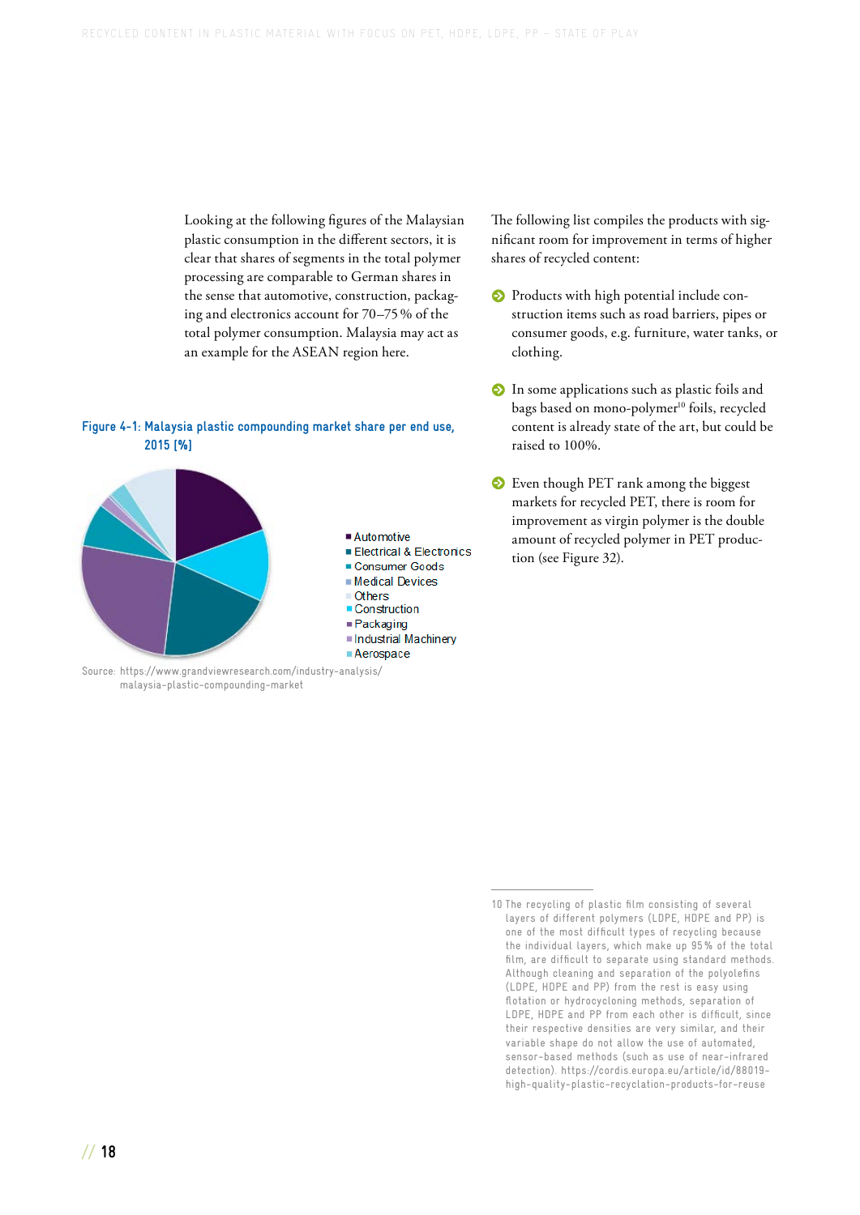Looking at the following figures of the Malaysian plastic consumption in the different sectors, it is clear that shares of segments in the total polymer processing are comparable to German shares in the sense that automotive, construction, packaging and electronics account for 70–75 % of the total polymer consumption. Malaysia may act as an example for the ASEAN region here.

**Figure 4-1: Malaysia plastic compounding market share per end use, 2015 [%]**

- Automotive
- Electrical & Electronics
- Consumer Goods
- Medical Devices
- Others
- Construction
- Packaging
- Industrial Machinery
- Aerospace

Source: https://www.grandviewresearch.com/industry-analysis/malaysia-plastic-compounding-market

The following list compiles the products with significant room for improvement in terms of higher shares of recycled content:

- Products with high potential include construction items such as road barriers, pipes or consumer goods, e.g. furniture, water tanks, or clothing.
- In some applications such as plastic foils and bags based on mono-polymer[10] foils, recycled content is already state of the art, but could be raised to 100%.
- Even though PET rank among the biggest markets for recycled PET, there is room for improvement as virgin polymer is the double amount of recycled polymer in PET production (see Figure 32).

---

10 The recycling of plastic film consisting of several layers of different polymers (LDPE, HDPE and PP) is one of the most difficult types of recycling because the individual layers, which make up 95 % of the total film, are difficult to separate using standard methods. Although cleaning and separation of the polyolefins (LDPE, HDPE and PP) from the rest is easy using flotation or hydrocycloning methods, separation of LDPE, HDPE and PP from each other is difficult, since their respective densities are very similar, and their variable shape do not allow the use of automated, sensor-based methods (such as use of near-infrared detection). https://cordis.europa.eu/article/id/88019-high-quality-plastic-recyclation-products-for-reuse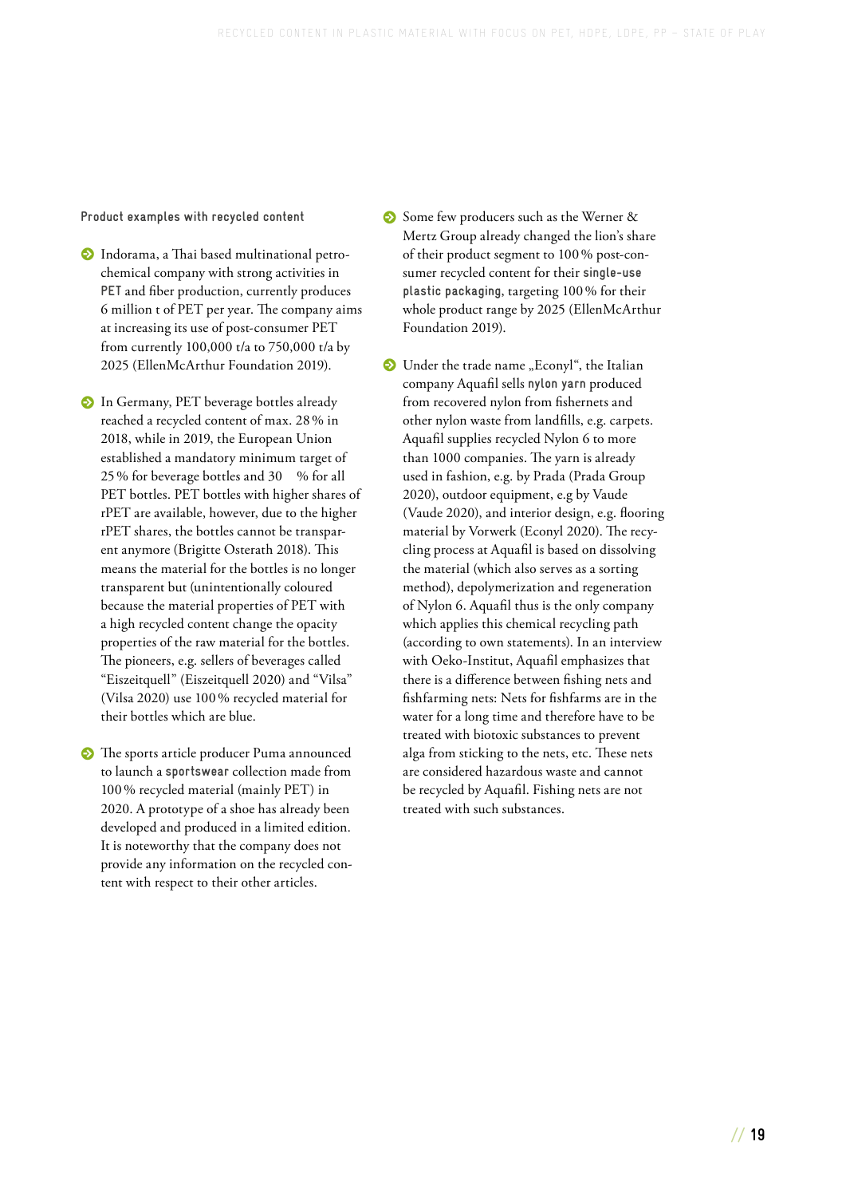**Product examples with recycled content**

- Indorama, a Thai based multinational petrochemical company with strong activities in **PET** and fiber production, currently produces 6 million t of PET per year. The company aims at increasing its use of post-consumer PET from currently 100,000 t/a to 750,000 t/a by 2025 (EllenMcArthur Foundation 2019).

- In Germany, PET beverage bottles already reached a recycled content of max. 28 % in 2018, while in 2019, the European Union established a mandatory minimum target of 25 % for beverage bottles and 30 % for all PET bottles. PET bottles with higher shares of rPET are available, however, due to the higher rPET shares, the bottles cannot be transparent anymore (Brigitte Osterath 2018). This means the material for the bottles is no longer transparent but (unintentionally coloured because the material properties of PET with a high recycled content change the opacity properties of the raw material for the bottles. The pioneers, e.g. sellers of beverages called "Eiszeitquell" (Eiszeitquell 2020) and "Vilsa" (Vilsa 2020) use 100 % recycled material for their bottles which are blue.

- The sports article producer Puma announced to launch a **sportswear** collection made from 100 % recycled material (mainly PET) in 2020. A prototype of a shoe has already been developed and produced in a limited edition. It is noteworthy that the company does not provide any information on the recycled content with respect to their other articles.

- Some few producers such as the Werner & Mertz Group already changed the lion's share of their product segment to 100 % post-consumer recycled content for their **single-use plastic packaging**, targeting 100 % for their whole product range by 2025 (EllenMcArthur Foundation 2019).

- Under the trade name „Econyl", the Italian company Aquafil sells **nylon yarn** produced from recovered nylon from fishernets and other nylon waste from landfills, e.g. carpets. Aquafil supplies recycled Nylon 6 to more than 1000 companies. The yarn is already used in fashion, e.g. by Prada (Prada Group 2020), outdoor equipment, e.g by Vaude (Vaude 2020), and interior design, e.g. flooring material by Vorwerk (Econyl 2020). The recycling process at Aquafil is based on dissolving the material (which also serves as a sorting method), depolymerization and regeneration of Nylon 6. Aquafil thus is the only company which applies this chemical recycling path (according to own statements). In an interview with Oeko-Institut, Aquafil emphasizes that there is a difference between fishing nets and fishfarming nets: Nets for fishfarms are in the water for a long time and therefore have to be treated with biotoxic substances to prevent alga from sticking to the nets, etc. These nets are considered hazardous waste and cannot be recycled by Aquafil. Fishing nets are not treated with such substances.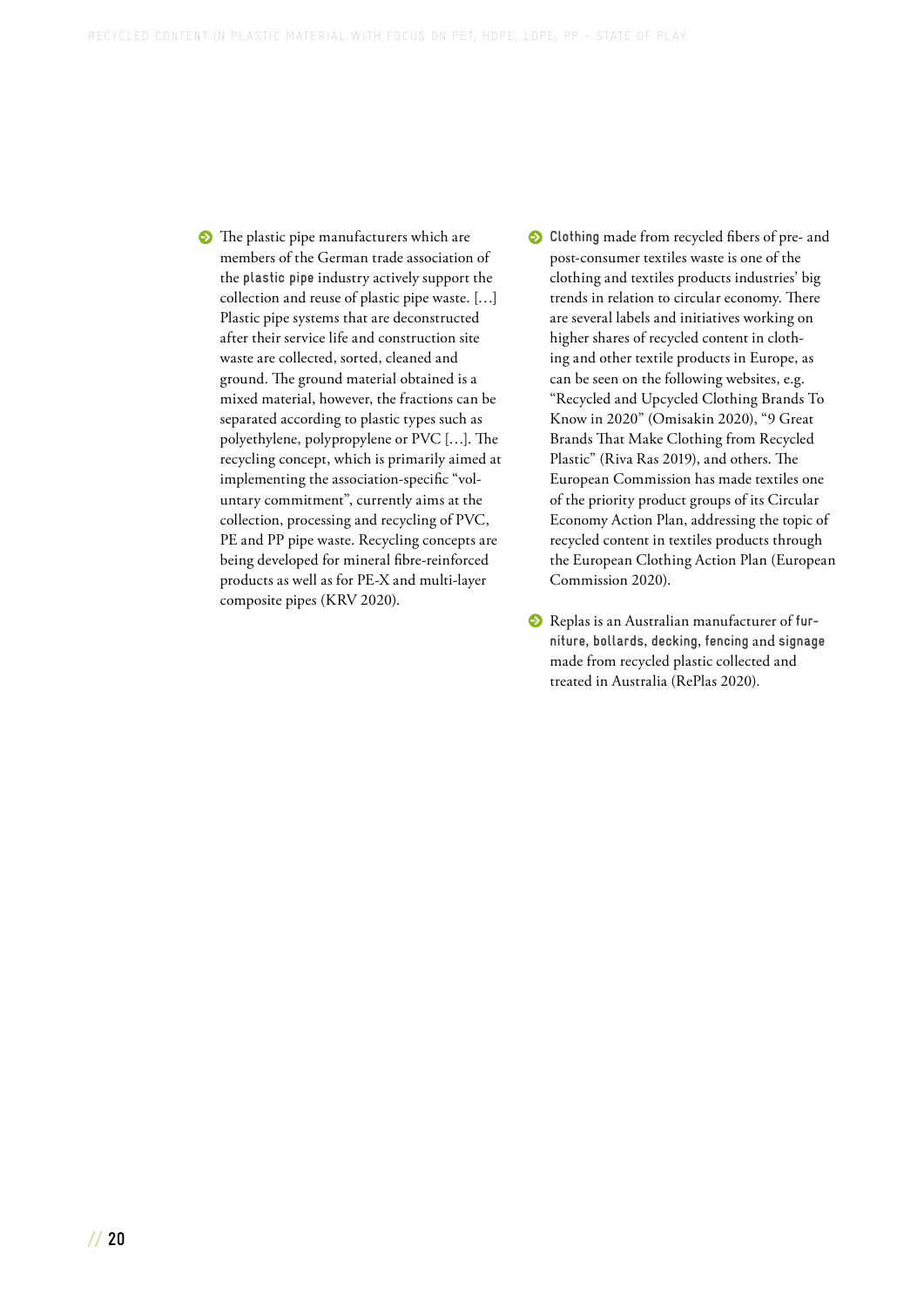- The plastic pipe manufacturers which are members of the German trade association of the **plastic pipe** industry actively support the collection and reuse of plastic pipe waste. […] Plastic pipe systems that are deconstructed after their service life and construction site waste are collected, sorted, cleaned and ground. The ground material obtained is a mixed material, however, the fractions can be separated according to plastic types such as polyethylene, polypropylene or PVC […]. The recycling concept, which is primarily aimed at implementing the association-specific "voluntary commitment", currently aims at the collection, processing and recycling of PVC, PE and PP pipe waste. Recycling concepts are being developed for mineral fibre-reinforced products as well as for PE-X and multi-layer composite pipes (KRV 2020).

- **Clothing** made from recycled fibers of pre- and post-consumer textiles waste is one of the clothing and textiles products industries' big trends in relation to circular economy. There are several labels and initiatives working on higher shares of recycled content in clothing and other textile products in Europe, as can be seen on the following websites, e.g. "Recycled and Upcycled Clothing Brands To Know in 2020" (Omisakin 2020), "9 Great Brands That Make Clothing from Recycled Plastic" (Riva Ras 2019), and others. The European Commission has made textiles one of the priority product groups of its Circular Economy Action Plan, addressing the topic of recycled content in textiles products through the European Clothing Action Plan (European Commission 2020).

- Replas is an Australian manufacturer of **furniture**, **bollards**, **decking**, **fencing** and **signage** made from recycled plastic collected and treated in Australia (RePlas 2020).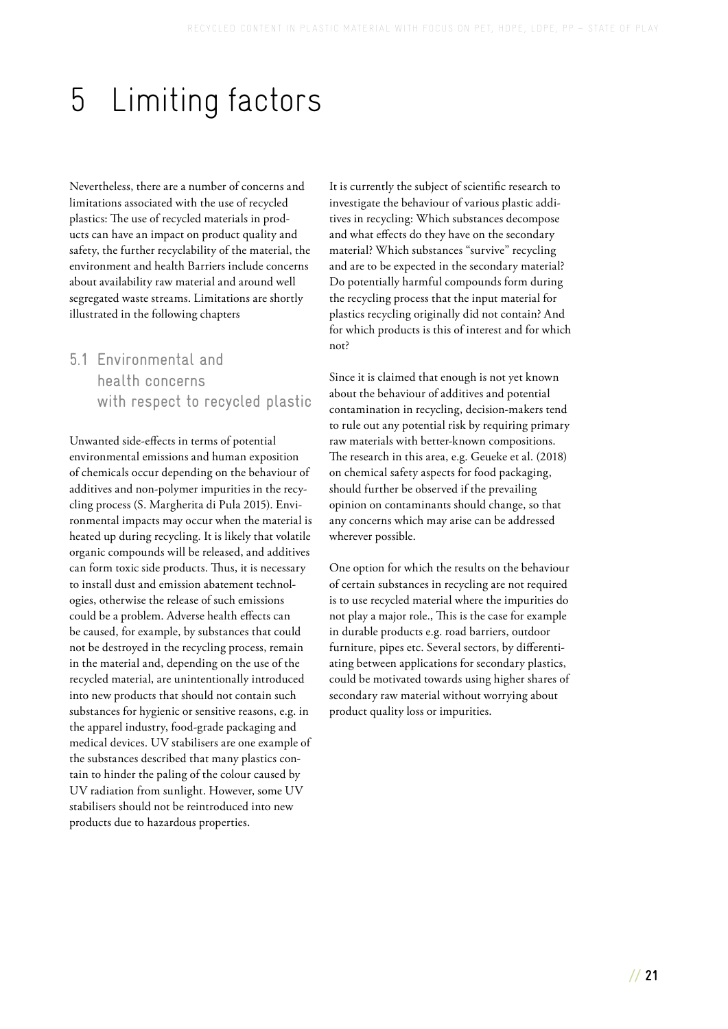# 5 Limiting factors

Nevertheless, there are a number of concerns and limitations associated with the use of recycled plastics: The use of recycled materials in products can have an impact on product quality and safety, the further recyclability of the material, the environment and health Barriers include concerns about availability raw material and around well segregated waste streams. Limitations are shortly illustrated in the following chapters

## 5.1 Environmental and health concerns with respect to recycled plastic

Unwanted side-effects in terms of potential environmental emissions and human exposition of chemicals occur depending on the behaviour of additives and non-polymer impurities in the recycling process (S. Margherita di Pula 2015). Environmental impacts may occur when the material is heated up during recycling. It is likely that volatile organic compounds will be released, and additives can form toxic side products. Thus, it is necessary to install dust and emission abatement technologies, otherwise the release of such emissions could be a problem. Adverse health effects can be caused, for example, by substances that could not be destroyed in the recycling process, remain in the material and, depending on the use of the recycled material, are unintentionally introduced into new products that should not contain such substances for hygienic or sensitive reasons, e.g. in the apparel industry, food-grade packaging and medical devices. UV stabilisers are one example of the substances described that many plastics contain to hinder the paling of the colour caused by UV radiation from sunlight. However, some UV stabilisers should not be reintroduced into new products due to hazardous properties.

It is currently the subject of scientific research to investigate the behaviour of various plastic additives in recycling: Which substances decompose and what effects do they have on the secondary material? Which substances "survive" recycling and are to be expected in the secondary material? Do potentially harmful compounds form during the recycling process that the input material for plastics recycling originally did not contain? And for which products is this of interest and for which not?

Since it is claimed that enough is not yet known about the behaviour of additives and potential contamination in recycling, decision-makers tend to rule out any potential risk by requiring primary raw materials with better-known compositions. The research in this area, e.g. Geueke et al. (2018) on chemical safety aspects for food packaging, should further be observed if the prevailing opinion on contaminants should change, so that any concerns which may arise can be addressed wherever possible.

One option for which the results on the behaviour of certain substances in recycling are not required is to use recycled material where the impurities do not play a major role., This is the case for example in durable products e.g. road barriers, outdoor furniture, pipes etc. Several sectors, by differentiating between applications for secondary plastics, could be motivated towards using higher shares of secondary raw material without worrying about product quality loss or impurities.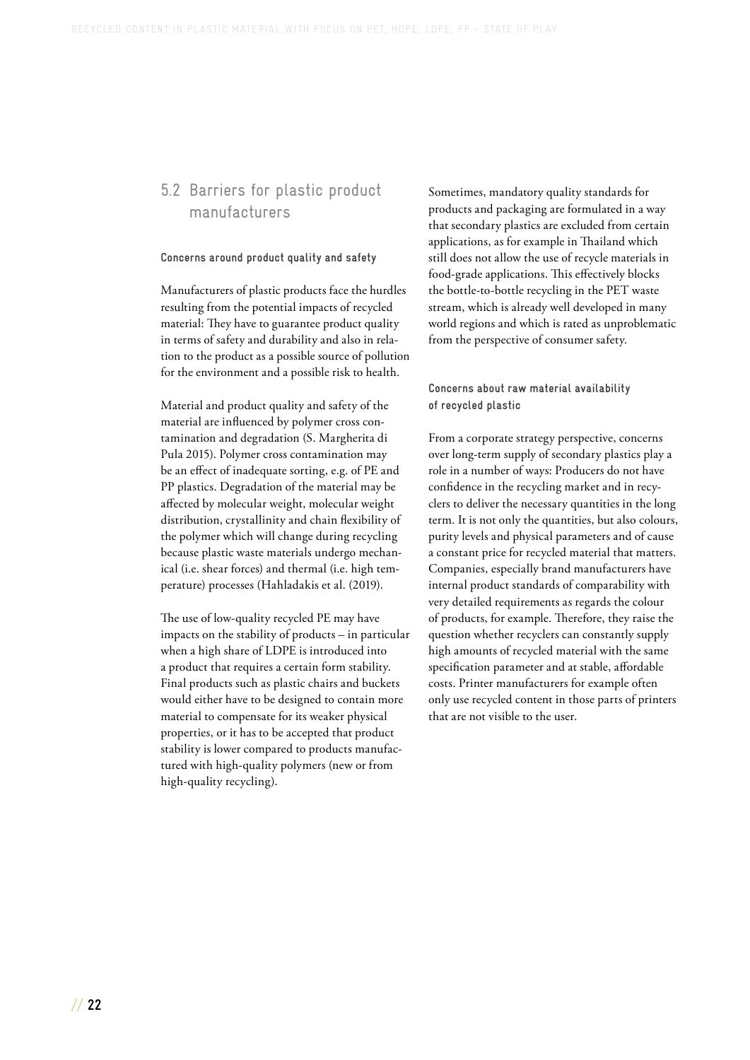## 5.2 Barriers for plastic product manufacturers

### Concerns around product quality and safety

Manufacturers of plastic products face the hurdles resulting from the potential impacts of recycled material: They have to guarantee product quality in terms of safety and durability and also in relation to the product as a possible source of pollution for the environment and a possible risk to health.

Material and product quality and safety of the material are influenced by polymer cross contamination and degradation (S. Margherita di Pula 2015). Polymer cross contamination may be an effect of inadequate sorting, e.g. of PE and PP plastics. Degradation of the material may be affected by molecular weight, molecular weight distribution, crystallinity and chain flexibility of the polymer which will change during recycling because plastic waste materials undergo mechanical (i.e. shear forces) and thermal (i.e. high temperature) processes (Hahladakis et al. (2019).

The use of low-quality recycled PE may have impacts on the stability of products – in particular when a high share of LDPE is introduced into a product that requires a certain form stability. Final products such as plastic chairs and buckets would either have to be designed to contain more material to compensate for its weaker physical properties, or it has to be accepted that product stability is lower compared to products manufactured with high-quality polymers (new or from high-quality recycling).

Sometimes, mandatory quality standards for products and packaging are formulated in a way that secondary plastics are excluded from certain applications, as for example in Thailand which still does not allow the use of recycle materials in food-grade applications. This effectively blocks the bottle-to-bottle recycling in the PET waste stream, which is already well developed in many world regions and which is rated as unproblematic from the perspective of consumer safety.

### Concerns about raw material availability of recycled plastic

From a corporate strategy perspective, concerns over long-term supply of secondary plastics play a role in a number of ways: Producers do not have confidence in the recycling market and in recyclers to deliver the necessary quantities in the long term. It is not only the quantities, but also colours, purity levels and physical parameters and of cause a constant price for recycled material that matters. Companies, especially brand manufacturers have internal product standards of comparability with very detailed requirements as regards the colour of products, for example. Therefore, they raise the question whether recyclers can constantly supply high amounts of recycled material with the same specification parameter and at stable, affordable costs. Printer manufacturers for example often only use recycled content in those parts of printers that are not visible to the user.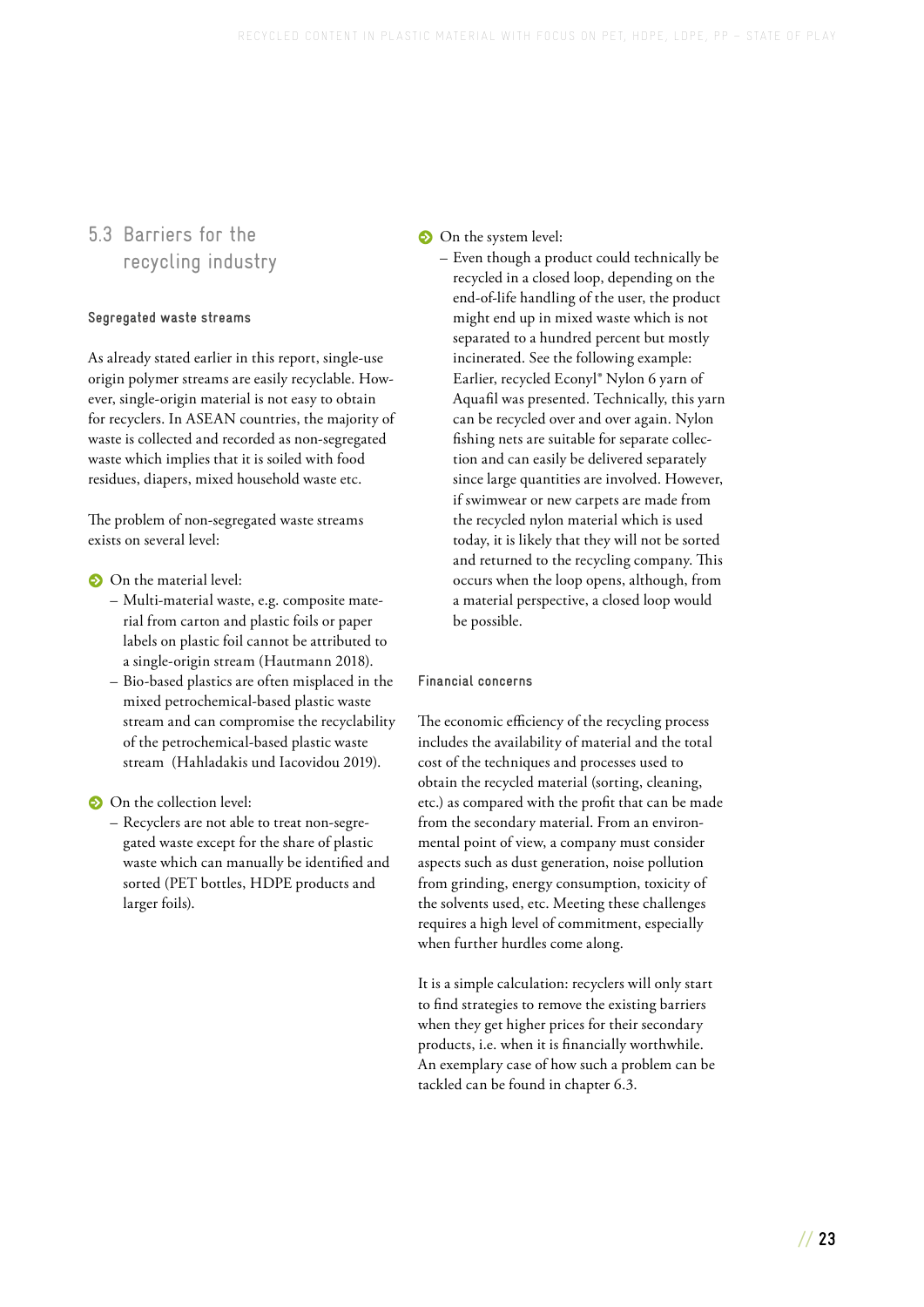## 5.3 Barriers for the recycling industry

### Segregated waste streams

As already stated earlier in this report, single-use origin polymer streams are easily recyclable. However, single-origin material is not easy to obtain for recyclers. In ASEAN countries, the majority of waste is collected and recorded as non-segregated waste which implies that it is soiled with food residues, diapers, mixed household waste etc.

The problem of non-segregated waste streams exists on several level:

- On the material level:
  - Multi-material waste, e.g. composite material from carton and plastic foils or paper labels on plastic foil cannot be attributed to a single-origin stream (Hautmann 2018).
  - Bio-based plastics are often misplaced in the mixed petrochemical-based plastic waste stream and can compromise the recyclability of the petrochemical-based plastic waste stream (Hahladakis und Iacovidou 2019).
- On the collection level:
  - Recyclers are not able to treat non-segregated waste except for the share of plastic waste which can manually be identified and sorted (PET bottles, HDPE products and larger foils).
- On the system level:
  - Even though a product could technically be recycled in a closed loop, depending on the end-of-life handling of the user, the product might end up in mixed waste which is not separated to a hundred percent but mostly incinerated. See the following example: Earlier, recycled Econyl® Nylon 6 yarn of Aquafil was presented. Technically, this yarn can be recycled over and over again. Nylon fishing nets are suitable for separate collection and can easily be delivered separately since large quantities are involved. However, if swimwear or new carpets are made from the recycled nylon material which is used today, it is likely that they will not be sorted and returned to the recycling company. This occurs when the loop opens, although, from a material perspective, a closed loop would be possible.

### Financial concerns

The economic efficiency of the recycling process includes the availability of material and the total cost of the techniques and processes used to obtain the recycled material (sorting, cleaning, etc.) as compared with the profit that can be made from the secondary material. From an environmental point of view, a company must consider aspects such as dust generation, noise pollution from grinding, energy consumption, toxicity of the solvents used, etc. Meeting these challenges requires a high level of commitment, especially when further hurdles come along.

It is a simple calculation: recyclers will only start to find strategies to remove the existing barriers when they get higher prices for their secondary products, i.e. when it is financially worthwhile. An exemplary case of how such a problem can be tackled can be found in chapter 6.3.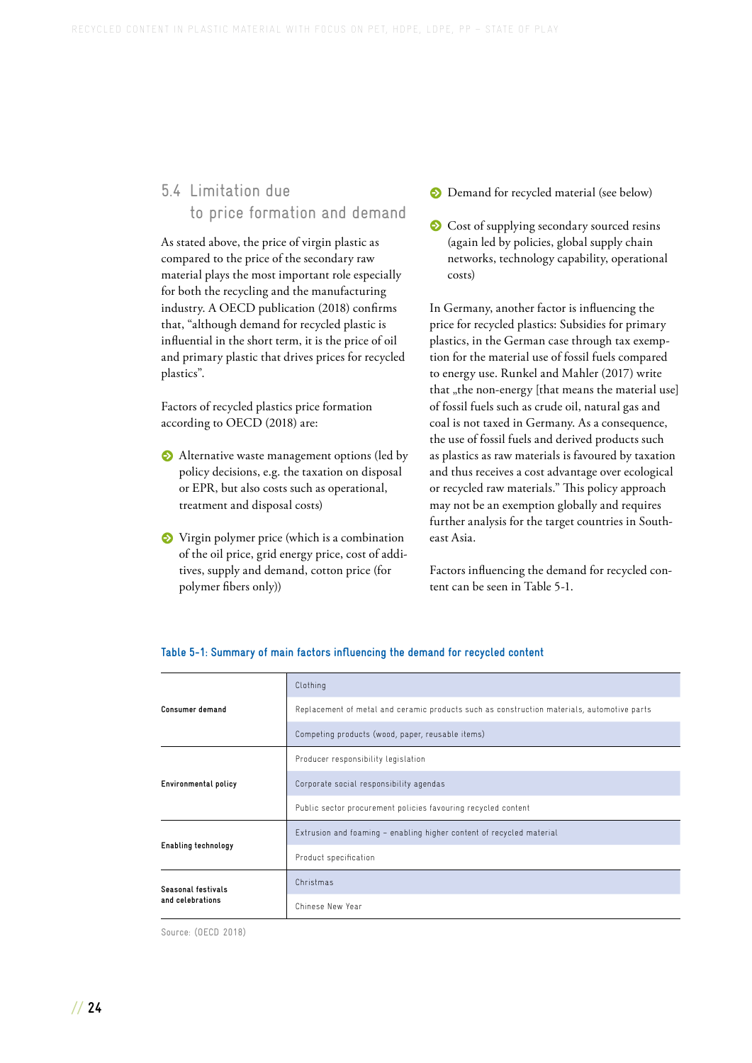## 5.4 Limitation due to price formation and demand

As stated above, the price of virgin plastic as compared to the price of the secondary raw material plays the most important role especially for both the recycling and the manufacturing industry. A OECD publication (2018) confirms that, "although demand for recycled plastic is influential in the short term, it is the price of oil and primary plastic that drives prices for recycled plastics".

Factors of recycled plastics price formation according to OECD (2018) are:

- Alternative waste management options (led by policy decisions, e.g. the taxation on disposal or EPR, but also costs such as operational, treatment and disposal costs)
- Virgin polymer price (which is a combination of the oil price, grid energy price, cost of additives, supply and demand, cotton price (for polymer fibers only))
- Demand for recycled material (see below)
- Cost of supplying secondary sourced resins (again led by policies, global supply chain networks, technology capability, operational costs)

In Germany, another factor is influencing the price for recycled plastics: Subsidies for primary plastics, in the German case through tax exemption for the material use of fossil fuels compared to energy use. Runkel and Mahler (2017) write that „the non-energy [that means the material use] of fossil fuels such as crude oil, natural gas and coal is not taxed in Germany. As a consequence, the use of fossil fuels and derived products such as plastics as raw materials is favoured by taxation and thus receives a cost advantage over ecological or recycled raw materials." This policy approach may not be an exemption globally and requires further analysis for the target countries in Southeast Asia.

Factors influencing the demand for recycled content can be seen in Table 5-1.

**Table 5-1: Summary of main factors influencing the demand for recycled content**

| | |
|---|---|
| **Consumer demand** | Clothing |
| | Replacement of metal and ceramic products such as construction materials, automotive parts |
| | Competing products (wood, paper, reusable items) |
| **Environmental policy** | Producer responsibility legislation |
| | Corporate social responsibility agendas |
| | Public sector procurement policies favouring recycled content |
| **Enabling technology** | Extrusion and foaming – enabling higher content of recycled material |
| | Product specification |
| **Seasonal festivals and celebrations** | Christmas |
| | Chinese New Year |

Source: (OECD 2018)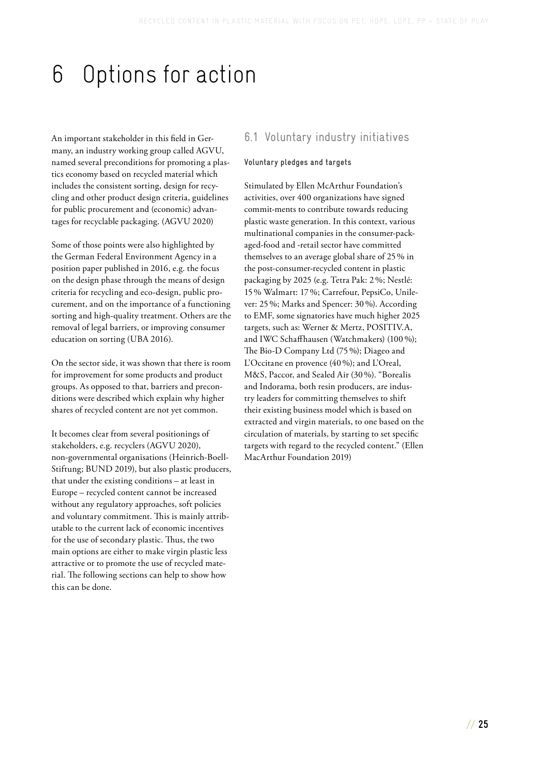# 6 Options for action

An important stakeholder in this field in Germany, an industry working group called AGVU, named several preconditions for promoting a plastics economy based on recycled material which includes the consistent sorting, design for recycling and other product design criteria, guidelines for public procurement and (economic) advantages for recyclable packaging. (AGVU 2020)

Some of those points were also highlighted by the German Federal Environment Agency in a position paper published in 2016, e.g. the focus on the design phase through the means of design criteria for recycling and eco-design, public procurement, and on the importance of a functioning sorting and high-quality treatment. Others are the removal of legal barriers, or improving consumer education on sorting (UBA 2016).

On the sector side, it was shown that there is room for improvement for some products and product groups. As opposed to that, barriers and preconditions were described which explain why higher shares of recycled content are not yet common.

It becomes clear from several positionings of stakeholders, e.g. recyclers (AGVU 2020), non-governmental organisations (Heinrich-Boell-Stiftung; BUND 2019), but also plastic producers, that under the existing conditions – at least in Europe – recycled content cannot be increased without any regulatory approaches, soft policies and voluntary commitment. This is mainly attributable to the current lack of economic incentives for the use of secondary plastic. Thus, the two main options are either to make virgin plastic less attractive or to promote the use of recycled material. The following sections can help to show how this can be done.

## 6.1 Voluntary industry initiatives

### Voluntary pledges and targets

Stimulated by Ellen McArthur Foundation's activities, over 400 organizations have signed commit-ments to contribute towards reducing plastic waste generation. In this context, various multinational companies in the consumer-packaged-food and -retail sector have committed themselves to an average global share of 25 % in the post-consumer-recycled content in plastic packaging by 2025 (e.g. Tetra Pak: 2 %; Nestlé: 15 % Walmart: 17 %; Carrefour, PepsiCo, Unilever: 25 %; Marks and Spencer: 30 %). According to EMF, some signatories have much higher 2025 targets, such as: Werner & Mertz, POSITIV.A, and IWC Schaffhausen (Watchmakers) (100 %); The Bio-D Company Ltd (75 %); Diageo and L'Occitane en provence (40 %); and L'Oreal, M&S, Paccor, and Sealed Air (30 %). "Borealis and Indorama, both resin producers, are industry leaders for committing themselves to shift their existing business model which is based on extracted and virgin materials, to one based on the circulation of materials, by starting to set specific targets with regard to the recycled content." (Ellen MacArthur Foundation 2019)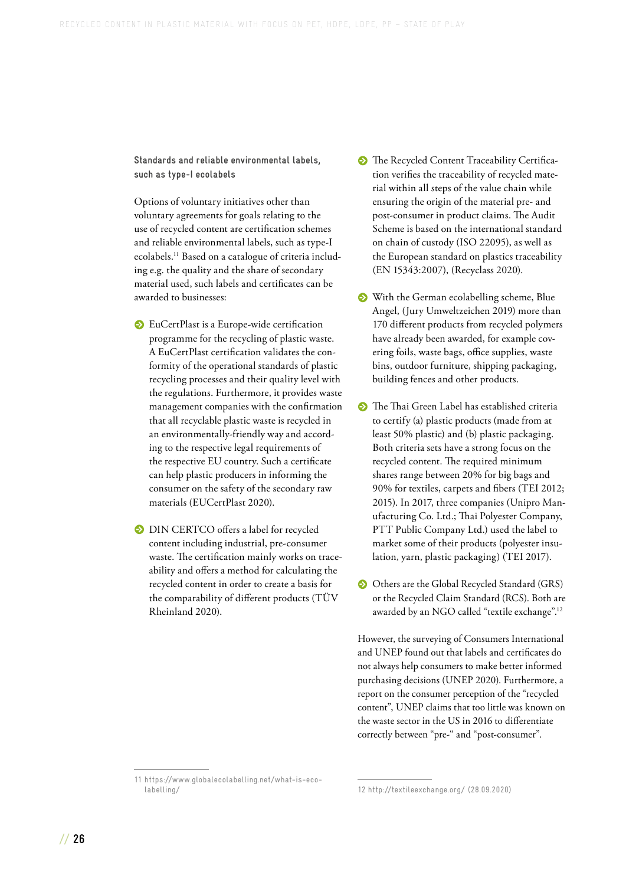### Standards and reliable environmental labels, such as type-I ecolabels

Options of voluntary initiatives other than voluntary agreements for goals relating to the use of recycled content are certification schemes and reliable environmental labels, such as type-I ecolabels.[11] Based on a catalogue of criteria including e.g. the quality and the share of secondary material used, such labels and certificates can be awarded to businesses:

- EuCertPlast is a Europe-wide certification programme for the recycling of plastic waste. A EuCertPlast certification validates the conformity of the operational standards of plastic recycling processes and their quality level with the regulations. Furthermore, it provides waste management companies with the confirmation that all recyclable plastic waste is recycled in an environmentally-friendly way and according to the respective legal requirements of the respective EU country. Such a certificate can help plastic producers in informing the consumer on the safety of the secondary raw materials (EUCertPlast 2020).

- DIN CERTCO offers a label for recycled content including industrial, pre-consumer waste. The certification mainly works on traceability and offers a method for calculating the recycled content in order to create a basis for the comparability of different products (TÜV Rheinland 2020).

- The Recycled Content Traceability Certification verifies the traceability of recycled material within all steps of the value chain while ensuring the origin of the material pre- and post-consumer in product claims. The Audit Scheme is based on the international standard on chain of custody (ISO 22095), as well as the European standard on plastics traceability (EN 15343:2007), (Recyclass 2020).

- With the German ecolabelling scheme, Blue Angel, (Jury Umweltzeichen 2019) more than 170 different products from recycled polymers have already been awarded, for example covering foils, waste bags, office supplies, waste bins, outdoor furniture, shipping packaging, building fences and other products.

- The Thai Green Label has established criteria to certify (a) plastic products (made from at least 50% plastic) and (b) plastic packaging. Both criteria sets have a strong focus on the recycled content. The required minimum shares range between 20% for big bags and 90% for textiles, carpets and fibers (TEI 2012; 2015). In 2017, three companies (Unipro Manufacturing Co. Ltd.; Thai Polyester Company, PTT Public Company Ltd.) used the label to market some of their products (polyester insulation, yarn, plastic packaging) (TEI 2017).

- Others are the Global Recycled Standard (GRS) or the Recycled Claim Standard (RCS). Both are awarded by an NGO called "textile exchange".[12]

However, the surveying of Consumers International and UNEP found out that labels and certificates do not always help consumers to make better informed purchasing decisions (UNEP 2020). Furthermore, a report on the consumer perception of the "recycled content", UNEP claims that too little was known on the waste sector in the US in 2016 to differentiate correctly between "pre-" and "post-consumer".

---

11 https://www.globalecolabelling.net/what-is-eco-labelling/

12 http://textileexchange.org/ (28.09.2020)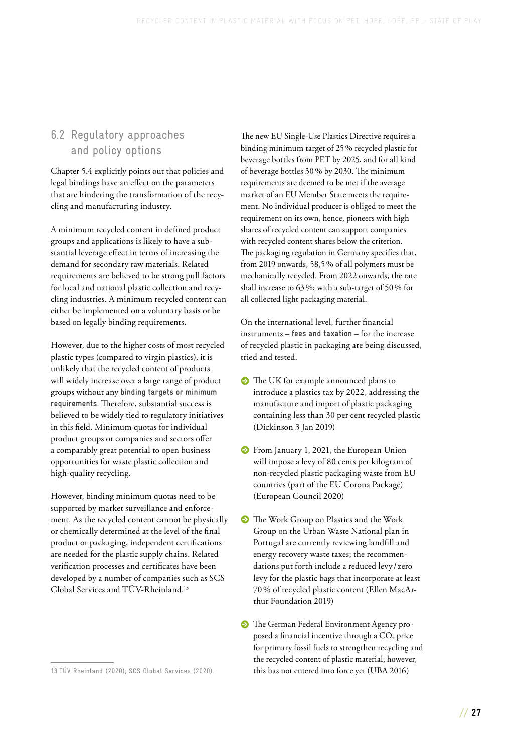## 6.2 Regulatory approaches and policy options

Chapter 5.4 explicitly points out that policies and legal bindings have an effect on the parameters that are hindering the transformation of the recycling and manufacturing industry.

A minimum recycled content in defined product groups and applications is likely to have a substantial leverage effect in terms of increasing the demand for secondary raw materials. Related requirements are believed to be strong pull factors for local and national plastic collection and recycling industries. A minimum recycled content can either be implemented on a voluntary basis or be based on legally binding requirements.

However, due to the higher costs of most recycled plastic types (compared to virgin plastics), it is unlikely that the recycled content of products will widely increase over a large range of product groups without any **binding targets or minimum requirements**. Therefore, substantial success is believed to be widely tied to regulatory initiatives in this field. Minimum quotas for individual product groups or companies and sectors offer a comparably great potential to open business opportunities for waste plastic collection and high-quality recycling.

However, binding minimum quotas need to be supported by market surveillance and enforcement. As the recycled content cannot be physically or chemically determined at the level of the final product or packaging, independent certifications are needed for the plastic supply chains. Related verification processes and certificates have been developed by a number of companies such as SCS Global Services and TÜV-Rheinland.[13]

The new EU Single-Use Plastics Directive requires a binding minimum target of 25 % recycled plastic for beverage bottles from PET by 2025, and for all kind of beverage bottles 30 % by 2030. The minimum requirements are deemed to be met if the average market of an EU Member State meets the requirement. No individual producer is obliged to meet the requirement on its own, hence, pioneers with high shares of recycled content can support companies with recycled content shares below the criterion. The packaging regulation in Germany specifies that, from 2019 onwards, 58,5 % of all polymers must be mechanically recycled. From 2022 onwards, the rate shall increase to 63 %; with a sub-target of 50 % for all collected light packaging material.

On the international level, further financial instruments – **fees and taxation** – for the increase of recycled plastic in packaging are being discussed, tried and tested.

- The UK for example announced plans to introduce a plastics tax by 2022, addressing the manufacture and import of plastic packaging containing less than 30 per cent recycled plastic (Dickinson 3 Jan 2019)
- From January 1, 2021, the European Union will impose a levy of 80 cents per kilogram of non-recycled plastic packaging waste from EU countries (part of the EU Corona Package) (European Council 2020)
- The Work Group on Plastics and the Work Group on the Urban Waste National plan in Portugal are currently reviewing landfill and energy recovery waste taxes; the recommendations put forth include a reduced levy / zero levy for the plastic bags that incorporate at least 70 % of recycled plastic content (Ellen MacArthur Foundation 2019)
- The German Federal Environment Agency proposed a financial incentive through a $CO_2$ price for primary fossil fuels to strengthen recycling and the recycled content of plastic material, however, this has not entered into force yet (UBA 2016)

---

13 TÜV Rheinland (2020); SCS Global Services (2020).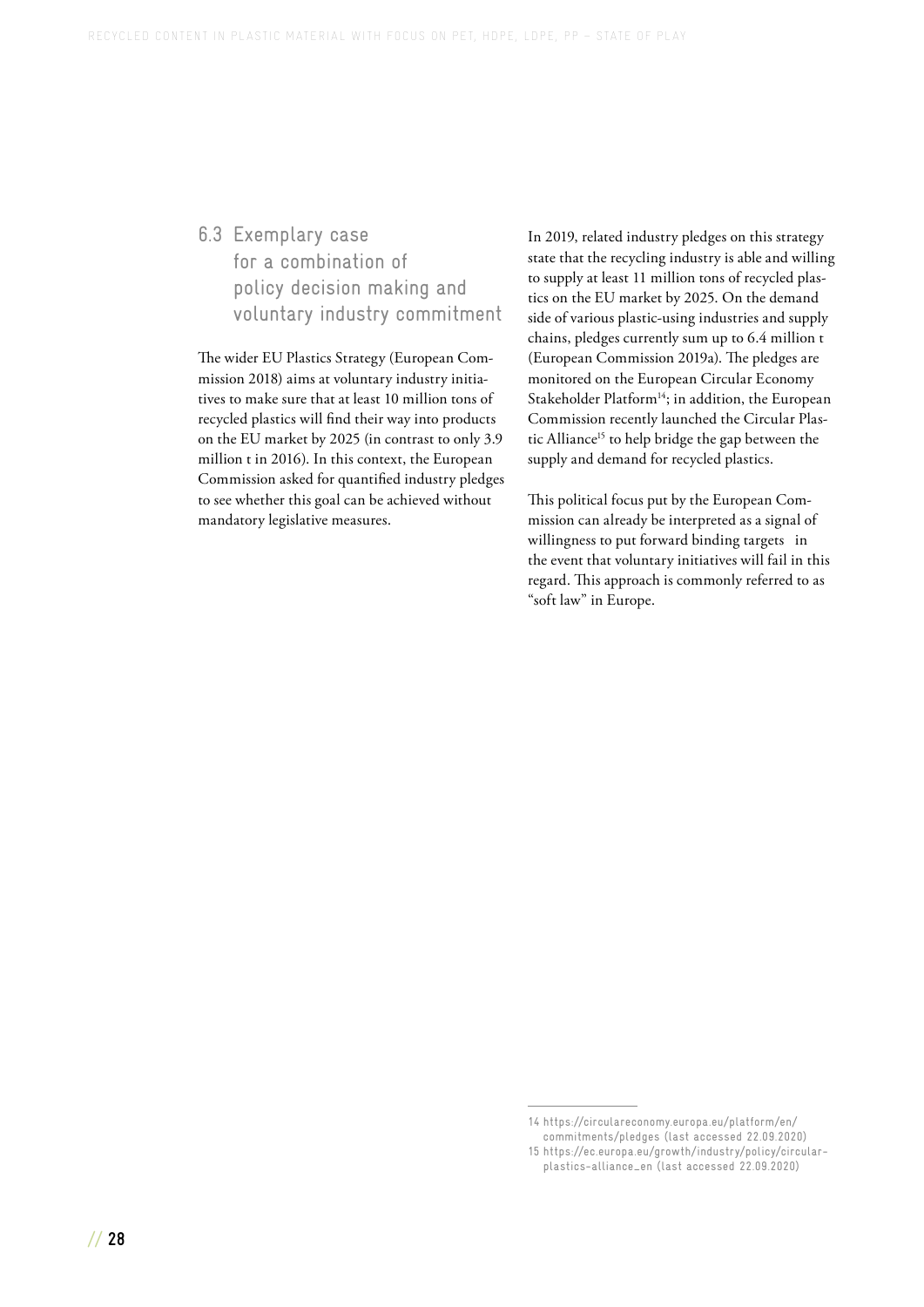## 6.3 Exemplary case for a combination of policy decision making and voluntary industry commitment

The wider EU Plastics Strategy (European Commission 2018) aims at voluntary industry initiatives to make sure that at least 10 million tons of recycled plastics will find their way into products on the EU market by 2025 (in contrast to only 3.9 million t in 2016). In this context, the European Commission asked for quantified industry pledges to see whether this goal can be achieved without mandatory legislative measures.

In 2019, related industry pledges on this strategy state that the recycling industry is able and willing to supply at least 11 million tons of recycled plastics on the EU market by 2025. On the demand side of various plastic-using industries and supply chains, pledges currently sum up to 6.4 million t (European Commission 2019a). The pledges are monitored on the European Circular Economy Stakeholder Platform[14]; in addition, the European Commission recently launched the Circular Plastic Alliance[15] to help bridge the gap between the supply and demand for recycled plastics.

This political focus put by the European Commission can already be interpreted as a signal of willingness to put forward binding targets in the event that voluntary initiatives will fail in this regard. This approach is commonly referred to as "soft law" in Europe.

---

14 https://circulareconomy.europa.eu/platform/en/commitments/pledges (last accessed 22.09.2020)

15 https://ec.europa.eu/growth/industry/policy/circular-plastics-alliance_en (last accessed 22.09.2020)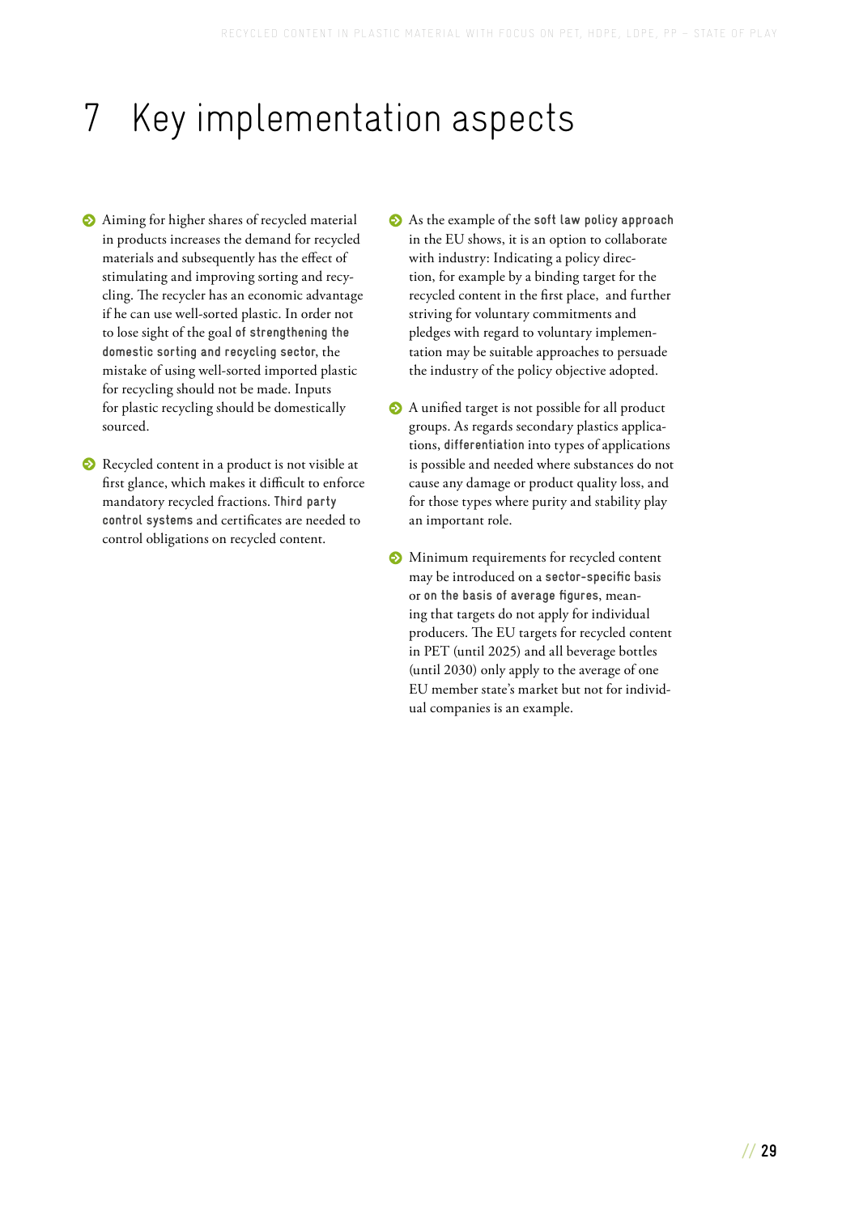# 7 Key implementation aspects

- Aiming for higher shares of recycled material in products increases the demand for recycled materials and subsequently has the effect of stimulating and improving sorting and recycling. The recycler has an economic advantage if he can use well-sorted plastic. In order not to lose sight of the goal **of strengthening the domestic sorting and recycling sector**, the mistake of using well-sorted imported plastic for recycling should not be made. Inputs for plastic recycling should be domestically sourced.

- Recycled content in a product is not visible at first glance, which makes it difficult to enforce mandatory recycled fractions. **Third party control systems** and certificates are needed to control obligations on recycled content.

- As the example of the **soft law policy approach** in the EU shows, it is an option to collaborate with industry: Indicating a policy direction, for example by a binding target for the recycled content in the first place, and further striving for voluntary commitments and pledges with regard to voluntary implementation may be suitable approaches to persuade the industry of the policy objective adopted.

- A unified target is not possible for all product groups. As regards secondary plastics applications, **differentiation** into types of applications is possible and needed where substances do not cause any damage or product quality loss, and for those types where purity and stability play an important role.

- Minimum requirements for recycled content may be introduced on a **sector-specific** basis or **on the basis of average figures**, meaning that targets do not apply for individual producers. The EU targets for recycled content in PET (until 2025) and all beverage bottles (until 2030) only apply to the average of one EU member state's market but not for individual companies is an example.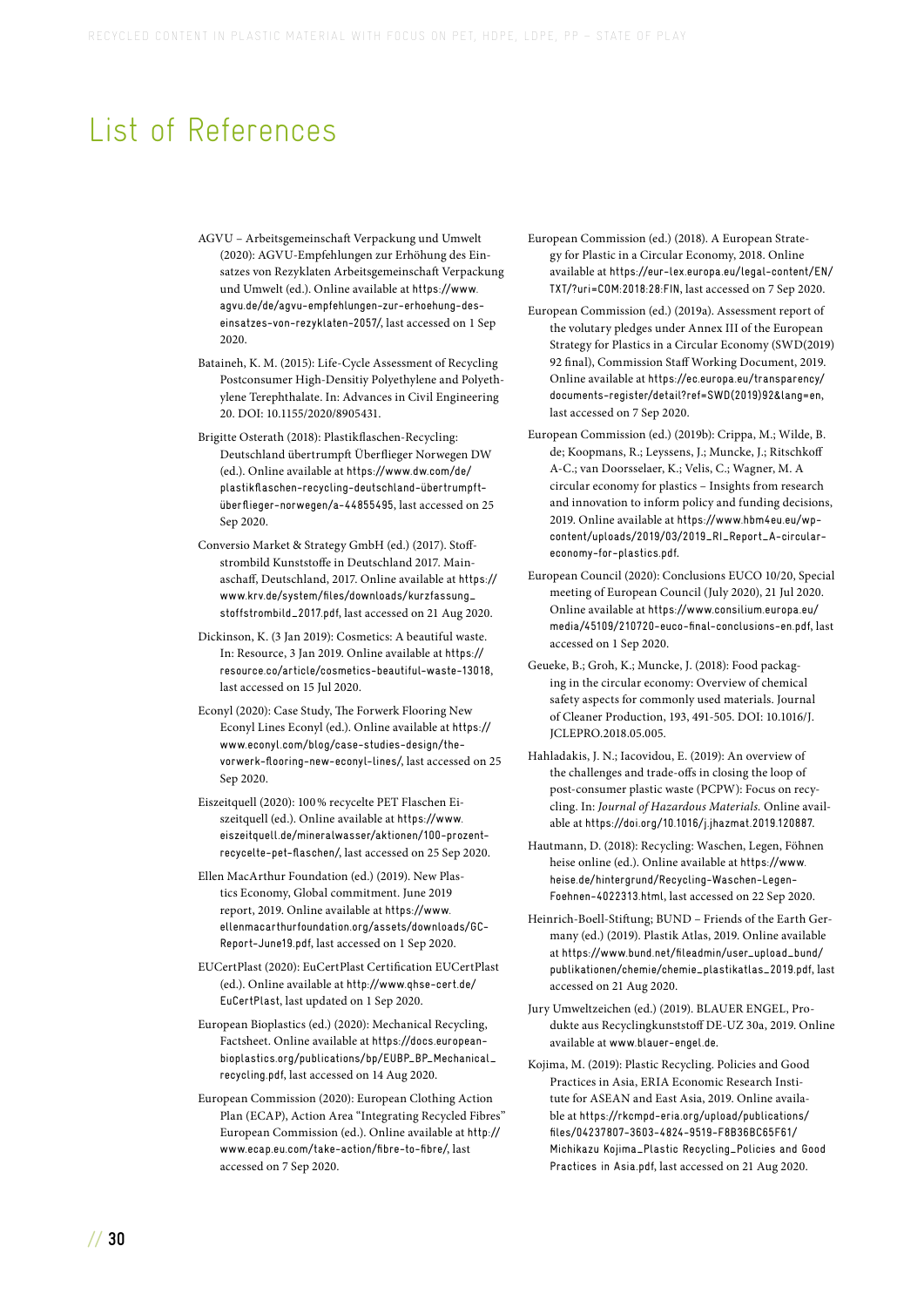# List of References

AGVU – Arbeitsgemeinschaft Verpackung und Umwelt (2020): AGVU-Empfehlungen zur Erhöhung des Einsatzes von Rezyklaten Arbeitsgemeinschaft Verpackung und Umwelt (ed.). Online available at https://www.agvu.de/de/agvu-empfehlungen-zur-erhoehung-des-einsatzes-von-rezyklaten-2057/, last accessed on 1 Sep 2020.

Bataineh, K. M. (2015): Life-Cycle Assessment of Recycling Postconsumer High-Densitiy Polyethylene and Polyethylene Terephthalate. In: Advances in Civil Engineering 20. DOI: 10.1155/2020/8905431.

Brigitte Osterath (2018): Plastikflaschen-Recycling: Deutschland übertrumpft Überflieger Norwegen DW (ed.). Online available at https://www.dw.com/de/plastikflaschen-recycling-deutschland-übertrumpft-überflieger-norwegen/a-44855495, last accessed on 25 Sep 2020.

Conversio Market & Strategy GmbH (ed.) (2017). Stoffstrombild Kunststoffe in Deutschland 2017. Mainaschaff, Deutschland, 2017. Online available at https://www.krv.de/system/files/downloads/kurzfassung_stoffstrombild_2017.pdf, last accessed on 21 Aug 2020.

Dickinson, K. (3 Jan 2019): Cosmetics: A beautiful waste. In: Resource, 3 Jan 2019. Online available at https://resource.co/article/cosmetics-beautiful-waste-13018, last accessed on 15 Jul 2020.

Econyl (2020): Case Study, The Forwerk Flooring New Econyl Lines Econyl (ed.). Online available at https://www.econyl.com/blog/case-studies-design/the-vorwerk-flooring-new-econyl-lines/, last accessed on 25 Sep 2020.

Eiszeitquell (2020): 100 % recycelte PET Flaschen Eiszeitquell (ed.). Online available at https://www.eiszeitquell.de/mineralwasser/aktionen/100-prozent-recycelte-pet-flaschen/, last accessed on 25 Sep 2020.

Ellen MacArthur Foundation (ed.) (2019). New Plastics Economy, Global commitment. June 2019 report, 2019. Online available at https://www.ellenmacarthurfoundation.org/assets/downloads/GC-Report-June19.pdf, last accessed on 1 Sep 2020.

EUCertPlast (2020): EuCertPlast Certification EUCertPlast (ed.). Online available at http://www.qhse-cert.de/EuCertPlast, last updated on 1 Sep 2020.

European Bioplastics (ed.) (2020): Mechanical Recycling, Factsheet. Online available at https://docs.european-bioplastics.org/publications/bp/EUBP_BP_Mechanical_recycling.pdf, last accessed on 14 Aug 2020.

European Commission (2020): European Clothing Action Plan (ECAP), Action Area "Integrating Recycled Fibres" European Commission (ed.). Online available at http://www.ecap.eu.com/take-action/fibre-to-fibre/, last accessed on 7 Sep 2020.

European Commission (ed.) (2018). A European Strategy for Plastic in a Circular Economy, 2018. Online available at https://eur-lex.europa.eu/legal-content/EN/TXT/?uri=COM:2018:28:FIN, last accessed on 7 Sep 2020.

European Commission (ed.) (2019a). Assessment report of the volutary pledges under Annex III of the European Strategy for Plastics in a Circular Economy (SWD(2019) 92 final), Commission Staff Working Document, 2019. Online available at https://ec.europa.eu/transparency/documents-register/detail?ref=SWD(2019)92&lang=en, last accessed on 7 Sep 2020.

European Commission (ed.) (2019b): Crippa, M.; Wilde, B. de; Koopmans, R.; Leyssens, J.; Muncke, J.; Ritschkoff A-C.; van Doorsselaer, K.; Velis, C.; Wagner, M. A circular economy for plastics – Insights from research and innovation to inform policy and funding decisions, 2019. Online available at https://www.hbm4eu.eu/wp-content/uploads/2019/03/2019_RI_Report_A-circular-economy-for-plastics.pdf.

European Council (2020): Conclusions EUCO 10/20, Special meeting of European Council (July 2020), 21 Jul 2020. Online available at https://www.consilium.europa.eu/media/45109/210720-euco-final-conclusions-en.pdf, last accessed on 1 Sep 2020.

Geueke, B.; Groh, K.; Muncke, J. (2018): Food packaging in the circular economy: Overview of chemical safety aspects for commonly used materials. Journal of Cleaner Production, 193, 491-505. DOI: 10.1016/J.JCLEPRO.2018.05.005.

Hahladakis, J. N.; Iacovidou, E. (2019): An overview of the challenges and trade-offs in closing the loop of post-consumer plastic waste (PCPW): Focus on recycling. In: *Journal of Hazardous Materials.* Online available at https://doi.org/10.1016/j.jhazmat.2019.120887.

Hautmann, D. (2018): Recycling: Waschen, Legen, Föhnen heise online (ed.). Online available at https://www.heise.de/hintergrund/Recycling-Waschen-Legen-Foehnen-4022313.html, last accessed on 22 Sep 2020.

Heinrich-Boell-Stiftung; BUND – Friends of the Earth Germany (ed.) (2019). Plastik Atlas, 2019. Online available at https://www.bund.net/fileadmin/user_upload_bund/publikationen/chemie/chemie_plastikatlas_2019.pdf, last accessed on 21 Aug 2020.

Jury Umweltzeichen (ed.) (2019). BLAUER ENGEL, Produkte aus Recyclingkunststoff DE-UZ 30a, 2019. Online available at www.blauer-engel.de.

Kojima, M. (2019): Plastic Recycling. Policies and Good Practices in Asia, ERIA Economic Research Institute for ASEAN and East Asia, 2019. Online available at https://rkcmpd-eria.org/upload/publications/files/04237807-3603-4824-9519-F8B36BC65F61/Michikazu Kojima_Plastic Recycling_Policies and Good Practices in Asia.pdf, last accessed on 21 Aug 2020.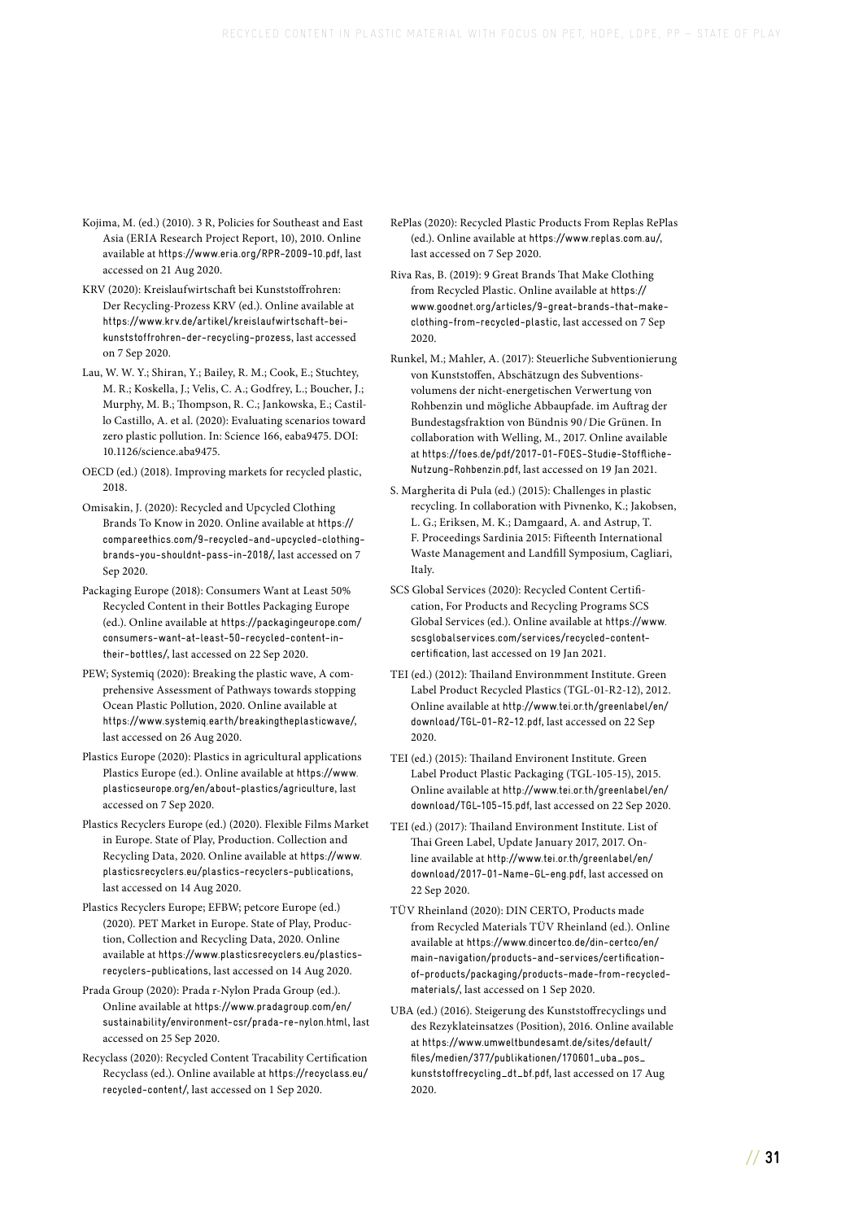Kojima, M. (ed.) (2010). 3 R, Policies for Southeast and East Asia (ERIA Research Project Report, 10), 2010. Online available at https://www.eria.org/RPR-2009-10.pdf, last accessed on 21 Aug 2020.

KRV (2020): Kreislaufwirtschaft bei Kunststoffrohren: Der Recycling-Prozess KRV (ed.). Online available at https://www.krv.de/artikel/kreislaufwirtschaft-bei-kunststoffrohren-der-recycling-prozess, last accessed on 7 Sep 2020.

Lau, W. W. Y.; Shiran, Y.; Bailey, R. M.; Cook, E.; Stuchtey, M. R.; Koskella, J.; Velis, C. A.; Godfrey, L.; Boucher, J.; Murphy, M. B.; Thompson, R. C.; Jankowska, E.; Castillo Castillo, A. et al. (2020): Evaluating scenarios toward zero plastic pollution. In: Science 166, eaba9475. DOI: 10.1126/science.aba9475.

OECD (ed.) (2018). Improving markets for recycled plastic, 2018.

Omisakin, J. (2020): Recycled and Upcycled Clothing Brands To Know in 2020. Online available at https://compareethics.com/9-recycled-and-upcycled-clothing-brands-you-shouldnt-pass-in-2018/, last accessed on 7 Sep 2020.

Packaging Europe (2018): Consumers Want at Least 50% Recycled Content in their Bottles Packaging Europe (ed.). Online available at https://packagingeurope.com/consumers-want-at-least-50-recycled-content-in-their-bottles/, last accessed on 22 Sep 2020.

PEW; Systemiq (2020): Breaking the plastic wave, A comprehensive Assessment of Pathways towards stopping Ocean Plastic Pollution, 2020. Online available at https://www.systemiq.earth/breakingtheplasticwave/, last accessed on 26 Aug 2020.

Plastics Europe (2020): Plastics in agricultural applications Plastics Europe (ed.). Online available at https://www.plasticseurope.org/en/about-plastics/agriculture, last accessed on 7 Sep 2020.

Plastics Recyclers Europe (ed.) (2020). Flexible Films Market in Europe. State of Play, Production. Collection and Recycling Data, 2020. Online available at https://www.plasticsrecyclers.eu/plastics-recyclers-publications, last accessed on 14 Aug 2020.

Plastics Recyclers Europe; EFBW; petcore Europe (ed.) (2020). PET Market in Europe. State of Play, Production, Collection and Recycling Data, 2020. Online available at https://www.plasticsrecyclers.eu/plastics-recyclers-publications, last accessed on 14 Aug 2020.

Prada Group (2020): Prada r-Nylon Prada Group (ed.). Online available at https://www.pradagroup.com/en/sustainability/environment-csr/prada-re-nylon.html, last accessed on 25 Sep 2020.

Recyclass (2020): Recycled Content Tracability Certification Recyclass (ed.). Online available at https://recyclass.eu/recycled-content/, last accessed on 1 Sep 2020.

RePlas (2020): Recycled Plastic Products From Replas RePlas (ed.). Online available at https://www.replas.com.au/, last accessed on 7 Sep 2020.

Riva Ras, B. (2019): 9 Great Brands That Make Clothing from Recycled Plastic. Online available at https://www.goodnet.org/articles/9-great-brands-that-make-clothing-from-recycled-plastic, last accessed on 7 Sep 2020.

Runkel, M.; Mahler, A. (2017): Steuerliche Subventionierung von Kunststoffen, Abschätzugn des Subventionsvolumens der nicht-energetischen Verwertung von Rohbenzin und mögliche Abbaupfade. im Auftrag der Bundestagsfraktion von Bündnis 90 / Die Grünen. In collaboration with Welling, M., 2017. Online available at https://foes.de/pdf/2017-01-FOES-Studie-Stoffliche-Nutzung-Rohbenzin.pdf, last accessed on 19 Jan 2021.

S. Margherita di Pula (ed.) (2015): Challenges in plastic recycling. In collaboration with Pivnenko, K.; Jakobsen, L. G.; Eriksen, M. K.; Damgaard, A. and Astrup, T. F. Proceedings Sardinia 2015: Fifteenth International Waste Management and Landfill Symposium, Cagliari, Italy.

SCS Global Services (2020): Recycled Content Certification, For Products and Recycling Programs SCS Global Services (ed.). Online available at https://www.scsglobalservices.com/services/recycled-content-certification, last accessed on 19 Jan 2021.

TEI (ed.) (2012): Thailand Environmment Institute. Green Label Product Recycled Plastics (TGL-01-R2-12), 2012. Online available at http://www.tei.or.th/greenlabel/en/download/TGL-01-R2-12.pdf, last accessed on 22 Sep 2020.

TEI (ed.) (2015): Thailand Environent Institute. Green Label Product Plastic Packaging (TGL-105-15), 2015. Online available at http://www.tei.or.th/greenlabel/en/download/TGL-105-15.pdf, last accessed on 22 Sep 2020.

TEI (ed.) (2017): Thailand Environment Institute. List of Thai Green Label, Update January 2017, 2017. Online available at http://www.tei.or.th/greenlabel/en/download/2017-01-Name-GL-eng.pdf, last accessed on 22 Sep 2020.

TÜV Rheinland (2020): DIN CERTO, Products made from Recycled Materials TÜV Rheinland (ed.). Online available at https://www.dincertco.de/din-certco/en/main-navigation/products-and-services/certification-of-products/packaging/products-made-from-recycled-materials/, last accessed on 1 Sep 2020.

UBA (ed.) (2016). Steigerung des Kunststoffrecyclings und des Rezyklateinsatzes (Position), 2016. Online available at https://www.umweltbundesamt.de/sites/default/files/medien/377/publikationen/170601_uba_pos_kunststoffrecycling_dt_bf.pdf, last accessed on 17 Aug 2020.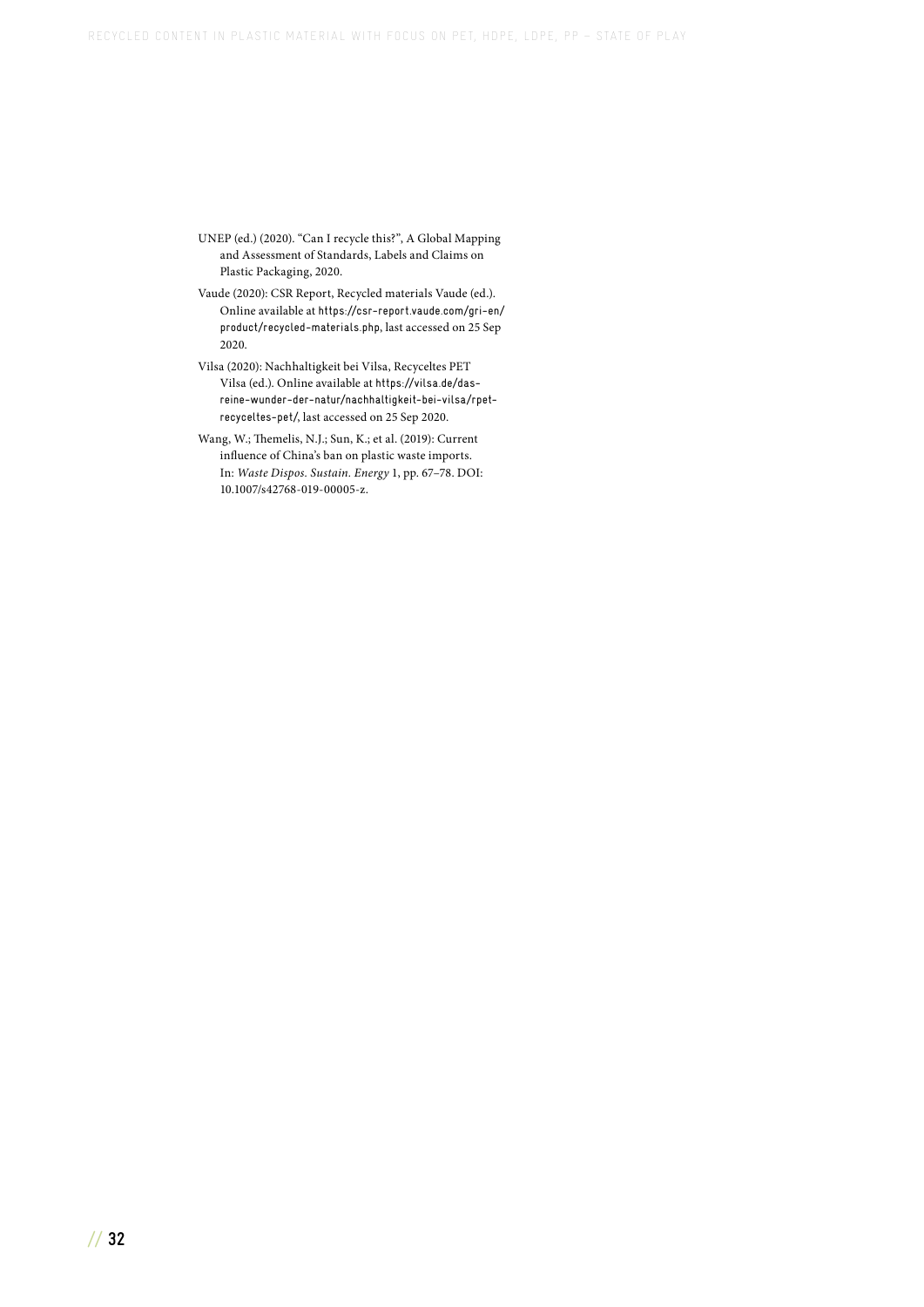UNEP (ed.) (2020). "Can I recycle this?", A Global Mapping and Assessment of Standards, Labels and Claims on Plastic Packaging, 2020.

Vaude (2020): CSR Report, Recycled materials Vaude (ed.). Online available at https://csr-report.vaude.com/gri-en/product/recycled-materials.php, last accessed on 25 Sep 2020.

Vilsa (2020): Nachhaltigkeit bei Vilsa, Recyceltes PET Vilsa (ed.). Online available at https://vilsa.de/das-reine-wunder-der-natur/nachhaltigkeit-bei-vilsa/rpet-recyceltes-pet/, last accessed on 25 Sep 2020.

Wang, W.; Themelis, N.J.; Sun, K.; et al. (2019): Current influence of China's ban on plastic waste imports. In: *Waste Dispos. Sustain. Energy* 1, pp. 67–78. DOI: 10.1007/s42768-019-00005-z.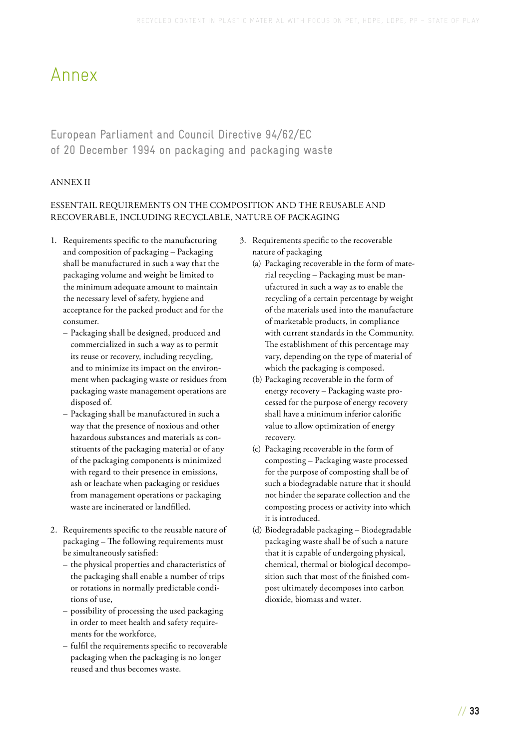# Annex

## European Parliament and Council Directive 94/62/EC of 20 December 1994 on packaging and packaging waste

ANNEX II

ESSENTAIL REQUIREMENTS ON THE COMPOSITION AND THE REUSABLE AND RECOVERABLE, INCLUDING RECYCLABLE, NATURE OF PACKAGING

1. Requirements specific to the manufacturing and composition of packaging – Packaging shall be manufactured in such a way that the packaging volume and weight be limited to the minimum adequate amount to maintain the necessary level of safety, hygiene and acceptance for the packed product and for the consumer.
   - Packaging shall be designed, produced and commercialized in such a way as to permit its reuse or recovery, including recycling, and to minimize its impact on the environment when packaging waste or residues from packaging waste management operations are disposed of.
   - Packaging shall be manufactured in such a way that the presence of noxious and other hazardous substances and materials as constituents of the packaging material or of any of the packaging components is minimized with regard to their presence in emissions, ash or leachate when packaging or residues from management operations or packaging waste are incinerated or landfilled.

2. Requirements specific to the reusable nature of packaging – The following requirements must be simultaneously satisfied:
   - the physical properties and characteristics of the packaging shall enable a number of trips or rotations in normally predictable conditions of use,
   - possibility of processing the used packaging in order to meet health and safety requirements for the workforce,
   - fulfil the requirements specific to recoverable packaging when the packaging is no longer reused and thus becomes waste.

3. Requirements specific to the recoverable nature of packaging
   (a) Packaging recoverable in the form of material recycling – Packaging must be manufactured in such a way as to enable the recycling of a certain percentage by weight of the materials used into the manufacture of marketable products, in compliance with current standards in the Community. The establishment of this percentage may vary, depending on the type of material of which the packaging is composed.
   (b) Packaging recoverable in the form of energy recovery – Packaging waste processed for the purpose of energy recovery shall have a minimum inferior calorific value to allow optimization of energy recovery.
   (c) Packaging recoverable in the form of composting – Packaging waste processed for the purpose of composting shall be of such a biodegradable nature that it should not hinder the separate collection and the composting process or activity into which it is introduced.
   (d) Biodegradable packaging – Biodegradable packaging waste shall be of such a nature that it is capable of undergoing physical, chemical, thermal or biological decomposition such that most of the finished compost ultimately decomposes into carbon dioxide, biomass and water.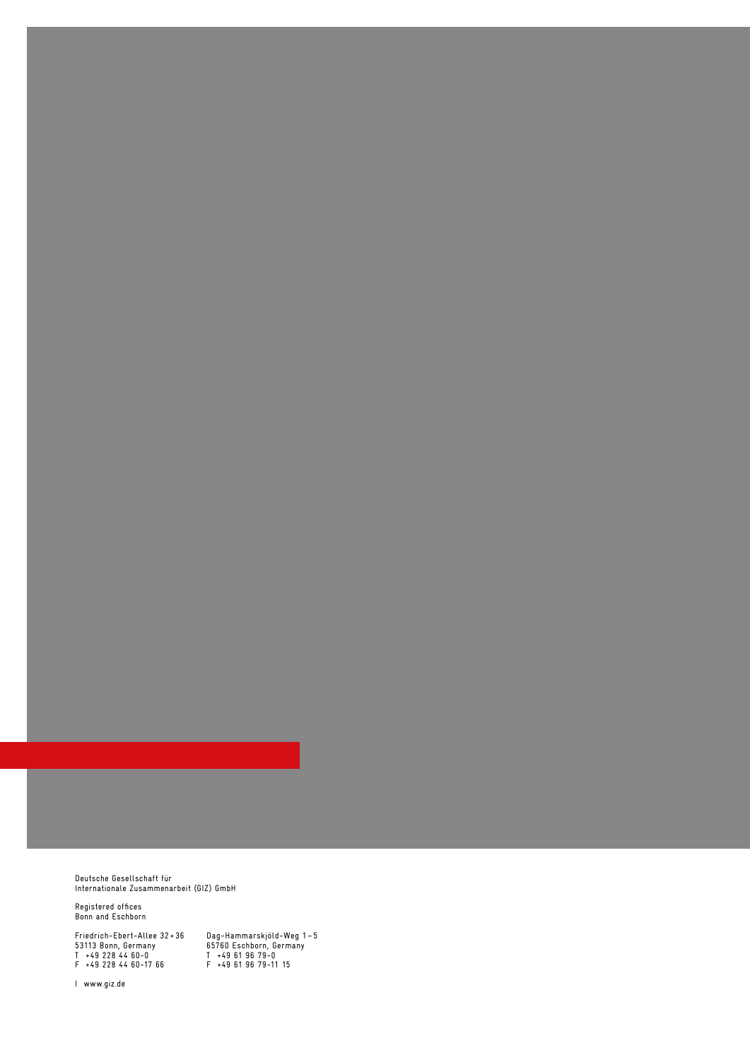Deutsche Gesellschaft für
Internationale Zusammenarbeit (GIZ) GmbH

Registered offices
Bonn and Eschborn

Friedrich-Ebert-Allee 32 + 36
53113 Bonn, Germany
T +49 228 44 60-0
F +49 228 44 60-17 66

Dag-Hammarskjöld-Weg 1 – 5
65760 Eschborn, Germany
T +49 61 96 79-0
F +49 61 96 79-11 15

I www.giz.de